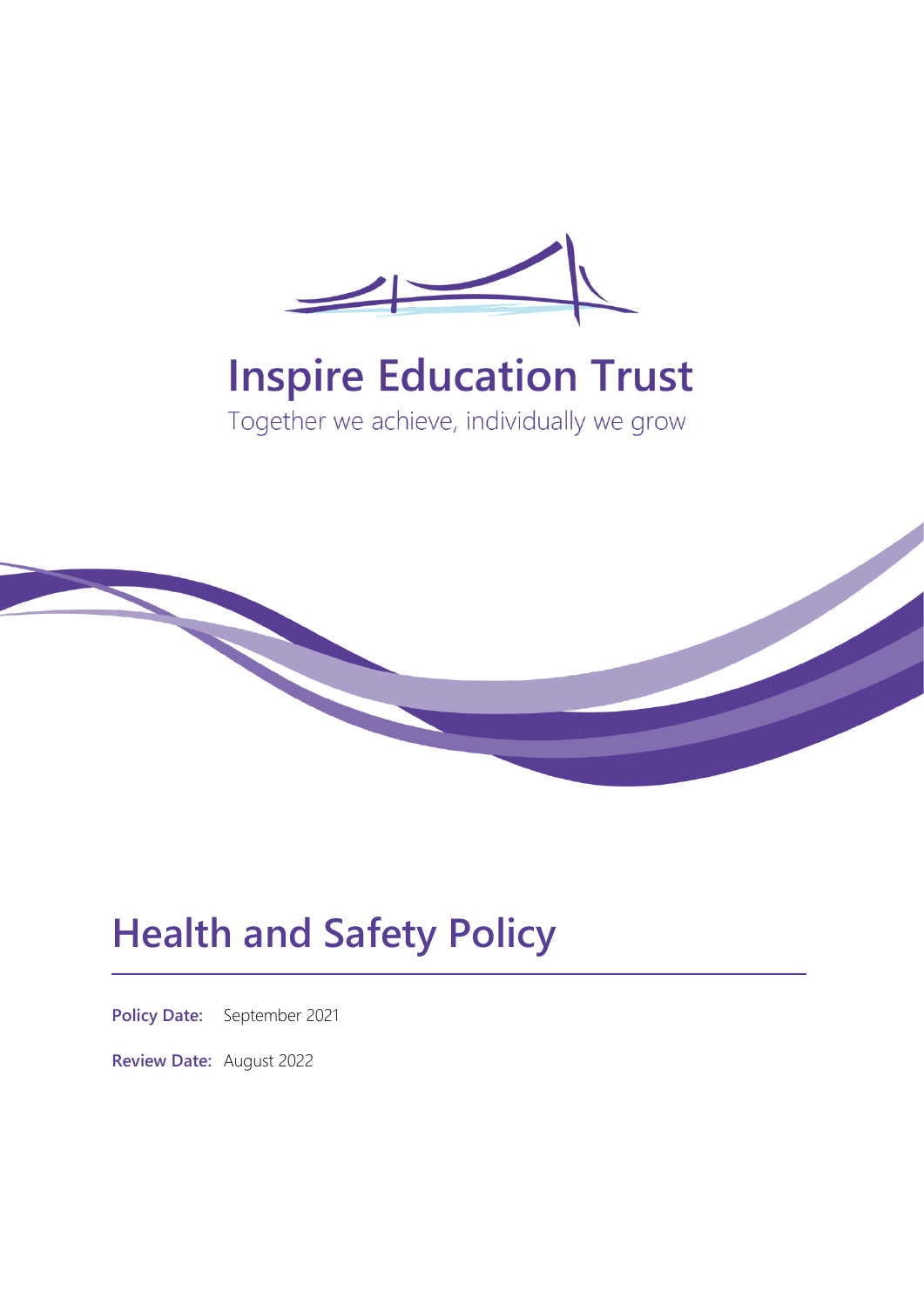# Inspire Education Trust

Together we achieve, individually we grow

# Health and Safety Policy

**Policy Date:** September 2021

**Review Date:** August 2022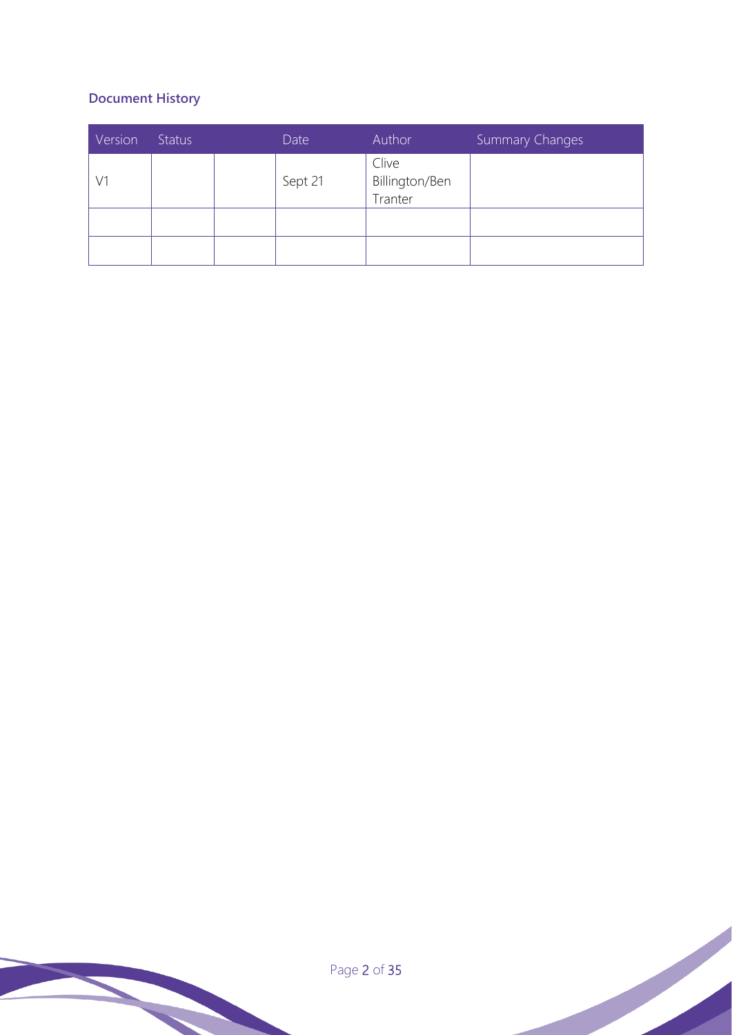## Document History

| Version | Status | | Date | Author | Summary Changes |
|---|---|---|---|---|---|
| V1 | | | Sept 21 | Clive Billington/Ben Tranter | |
| | | | | | |
| | | | | | |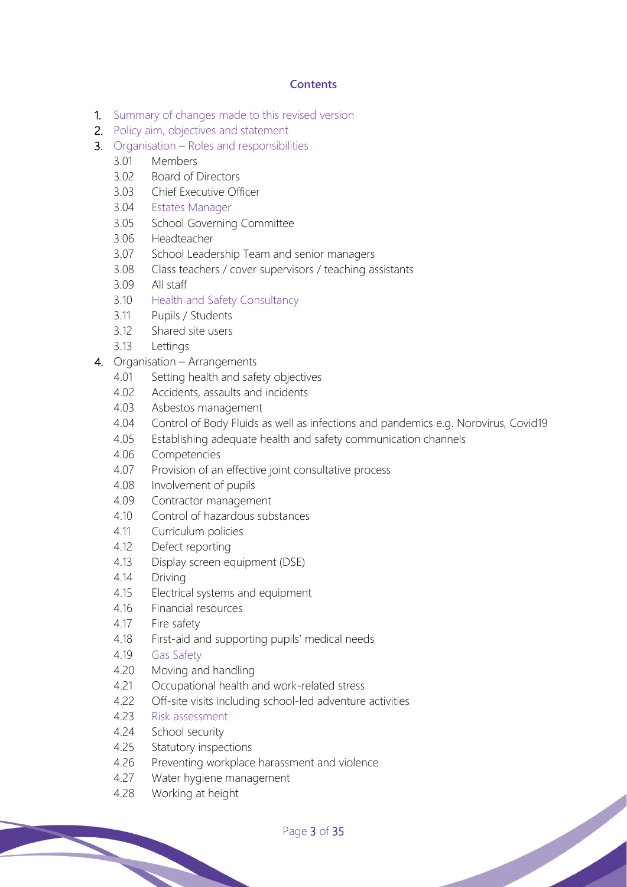## Contents

1. Summary of changes made to this revised version
2. Policy aim, objectives and statement
3. Organisation – Roles and responsibilities
   - 3.01 Members
   - 3.02 Board of Directors
   - 3.03 Chief Executive Officer
   - 3.04 Estates Manager
   - 3.05 School Governing Committee
   - 3.06 Headteacher
   - 3.07 School Leadership Team and senior managers
   - 3.08 Class teachers / cover supervisors / teaching assistants
   - 3.09 All staff
   - 3.10 Health and Safety Consultancy
   - 3.11 Pupils / Students
   - 3.12 Shared site users
   - 3.13 Lettings
4. Organisation – Arrangements
   - 4.01 Setting health and safety objectives
   - 4.02 Accidents, assaults and incidents
   - 4.03 Asbestos management
   - 4.04 Control of Body Fluids as well as infections and pandemics e.g. Norovirus, Covid19
   - 4.05 Establishing adequate health and safety communication channels
   - 4.06 Competencies
   - 4.07 Provision of an effective joint consultative process
   - 4.08 Involvement of pupils
   - 4.09 Contractor management
   - 4.10 Control of hazardous substances
   - 4.11 Curriculum policies
   - 4.12 Defect reporting
   - 4.13 Display screen equipment (DSE)
   - 4.14 Driving
   - 4.15 Electrical systems and equipment
   - 4.16 Financial resources
   - 4.17 Fire safety
   - 4.18 First-aid and supporting pupils' medical needs
   - 4.19 Gas Safety
   - 4.20 Moving and handling
   - 4.21 Occupational health and work-related stress
   - 4.22 Off-site visits including school-led adventure activities
   - 4.23 Risk assessment
   - 4.24 School security
   - 4.25 Statutory inspections
   - 4.26 Preventing workplace harassment and violence
   - 4.27 Water hygiene management
   - 4.28 Working at height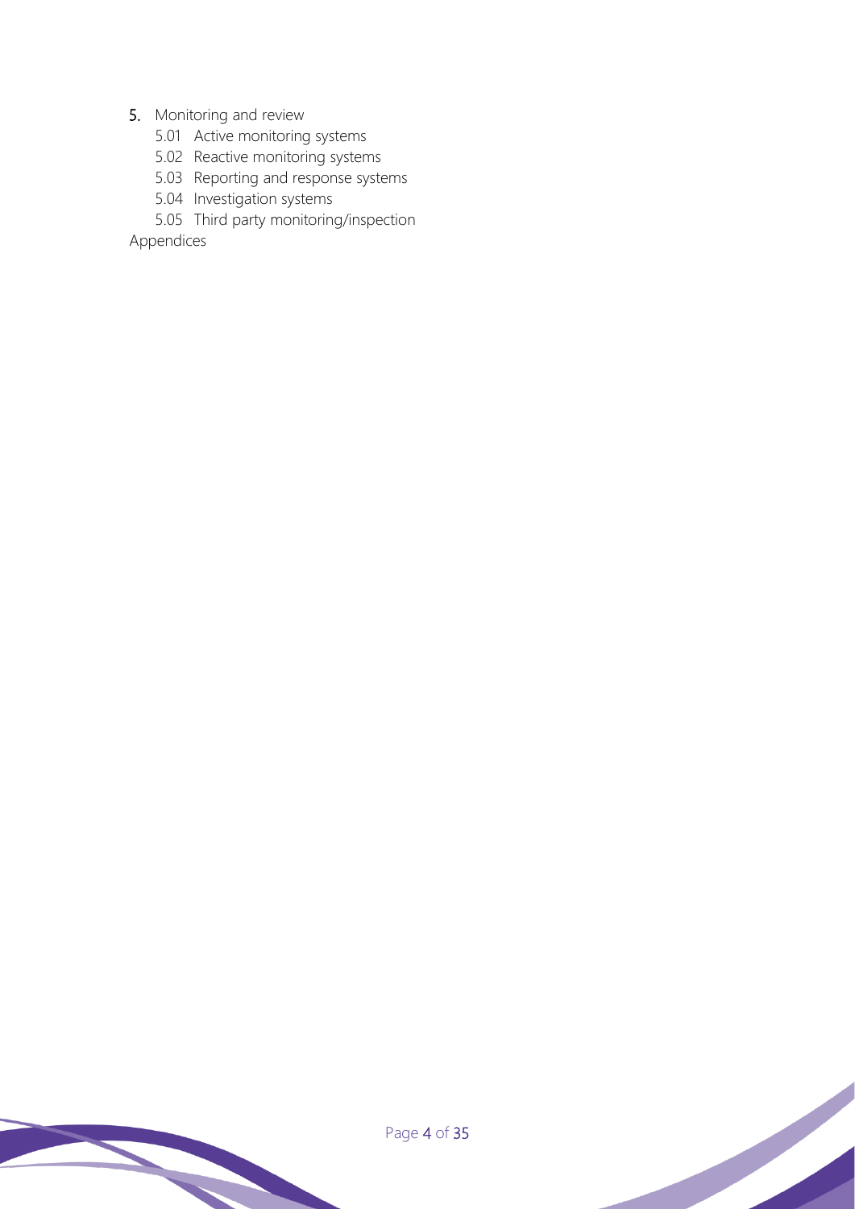5. Monitoring and review
    - 5.01 Active monitoring systems
    - 5.02 Reactive monitoring systems
    - 5.03 Reporting and response systems
    - 5.04 Investigation systems
    - 5.05 Third party monitoring/inspection

Appendices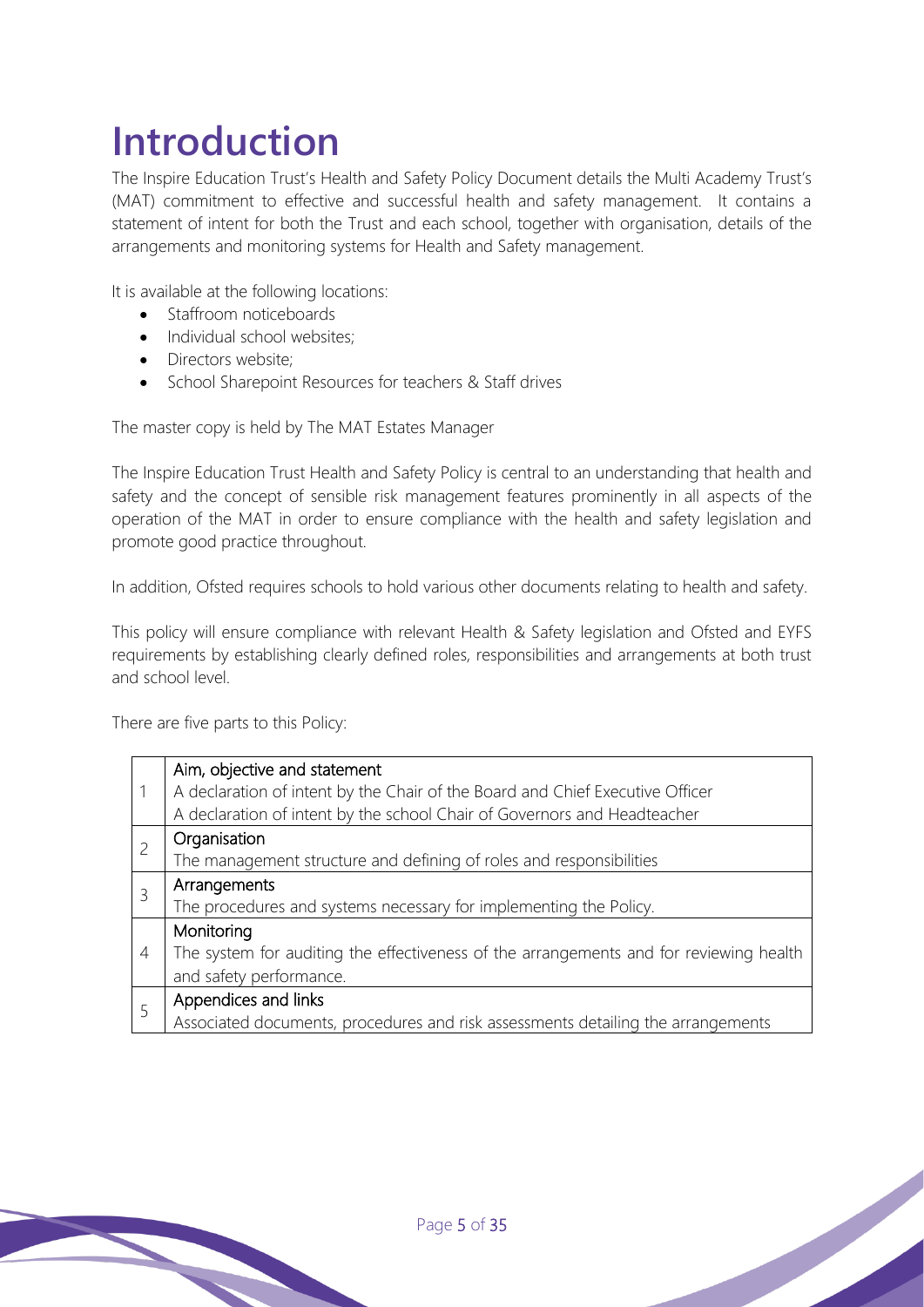# Introduction

The Inspire Education Trust's Health and Safety Policy Document details the Multi Academy Trust's (MAT) commitment to effective and successful health and safety management. It contains a statement of intent for both the Trust and each school, together with organisation, details of the arrangements and monitoring systems for Health and Safety management.

It is available at the following locations:

- Staffroom noticeboards
- Individual school websites;
- Directors website;
- School Sharepoint Resources for teachers & Staff drives

The master copy is held by The MAT Estates Manager

The Inspire Education Trust Health and Safety Policy is central to an understanding that health and safety and the concept of sensible risk management features prominently in all aspects of the operation of the MAT in order to ensure compliance with the health and safety legislation and promote good practice throughout.

In addition, Ofsted requires schools to hold various other documents relating to health and safety.

This policy will ensure compliance with relevant Health & Safety legislation and Ofsted and EYFS requirements by establishing clearly defined roles, responsibilities and arrangements at both trust and school level.

There are five parts to this Policy:

| | |
|---|---|
| 1 | Aim, objective and statement<br>A declaration of intent by the Chair of the Board and Chief Executive Officer<br>A declaration of intent by the school Chair of Governors and Headteacher |
| 2 | Organisation<br>The management structure and defining of roles and responsibilities |
| 3 | Arrangements<br>The procedures and systems necessary for implementing the Policy. |
| 4 | Monitoring<br>The system for auditing the effectiveness of the arrangements and for reviewing health and safety performance. |
| 5 | Appendices and links<br>Associated documents, procedures and risk assessments detailing the arrangements |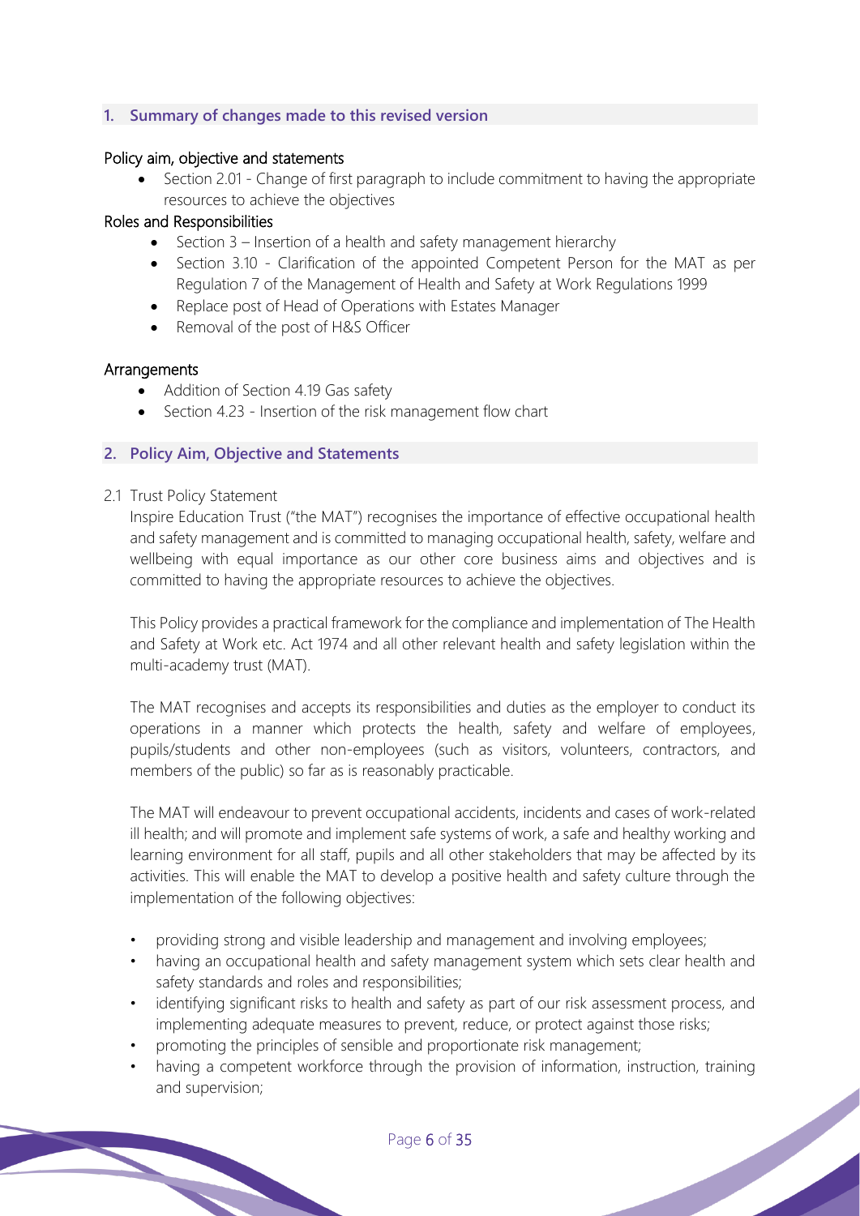## 1. Summary of changes made to this revised version

### Policy aim, objective and statements

- Section 2.01 - Change of first paragraph to include commitment to having the appropriate resources to achieve the objectives

### Roles and Responsibilities

- Section 3 – Insertion of a health and safety management hierarchy
- Section 3.10 - Clarification of the appointed Competent Person for the MAT as per Regulation 7 of the Management of Health and Safety at Work Regulations 1999
- Replace post of Head of Operations with Estates Manager
- Removal of the post of H&S Officer

### Arrangements

- Addition of Section 4.19 Gas safety
- Section 4.23 - Insertion of the risk management flow chart

## 2. Policy Aim, Objective and Statements

2.1 Trust Policy Statement

Inspire Education Trust ("the MAT") recognises the importance of effective occupational health and safety management and is committed to managing occupational health, safety, welfare and wellbeing with equal importance as our other core business aims and objectives and is committed to having the appropriate resources to achieve the objectives.

This Policy provides a practical framework for the compliance and implementation of The Health and Safety at Work etc. Act 1974 and all other relevant health and safety legislation within the multi-academy trust (MAT).

The MAT recognises and accepts its responsibilities and duties as the employer to conduct its operations in a manner which protects the health, safety and welfare of employees, pupils/students and other non-employees (such as visitors, volunteers, contractors, and members of the public) so far as is reasonably practicable.

The MAT will endeavour to prevent occupational accidents, incidents and cases of work-related ill health; and will promote and implement safe systems of work, a safe and healthy working and learning environment for all staff, pupils and all other stakeholders that may be affected by its activities. This will enable the MAT to develop a positive health and safety culture through the implementation of the following objectives:

- providing strong and visible leadership and management and involving employees;
- having an occupational health and safety management system which sets clear health and safety standards and roles and responsibilities;
- identifying significant risks to health and safety as part of our risk assessment process, and implementing adequate measures to prevent, reduce, or protect against those risks;
- promoting the principles of sensible and proportionate risk management;
- having a competent workforce through the provision of information, instruction, training and supervision;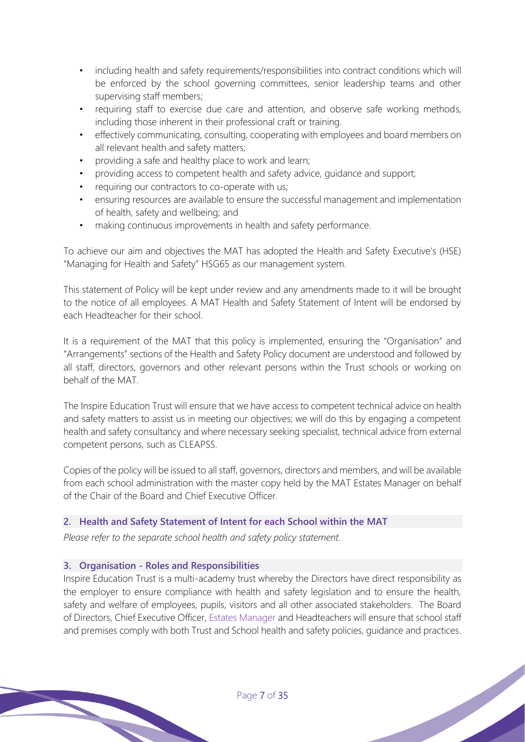- including health and safety requirements/responsibilities into contract conditions which will be enforced by the school governing committees, senior leadership teams and other supervising staff members;
- requiring staff to exercise due care and attention, and observe safe working methods, including those inherent in their professional craft or training.
- effectively communicating, consulting, cooperating with employees and board members on all relevant health and safety matters;
- providing a safe and healthy place to work and learn;
- providing access to competent health and safety advice, guidance and support;
- requiring our contractors to co-operate with us;
- ensuring resources are available to ensure the successful management and implementation of health, safety and wellbeing; and
- making continuous improvements in health and safety performance.

To achieve our aim and objectives the MAT has adopted the Health and Safety Executive's (HSE) "Managing for Health and Safety" HSG65 as our management system.

This statement of Policy will be kept under review and any amendments made to it will be brought to the notice of all employees. A MAT Health and Safety Statement of Intent will be endorsed by each Headteacher for their school.

It is a requirement of the MAT that this policy is implemented, ensuring the "Organisation" and "Arrangements" sections of the Health and Safety Policy document are understood and followed by all staff, directors, governors and other relevant persons within the Trust schools or working on behalf of the MAT.

The Inspire Education Trust will ensure that we have access to competent technical advice on health and safety matters to assist us in meeting our objectives; we will do this by engaging a competent health and safety consultancy and where necessary seeking specialist, technical advice from external competent persons, such as CLEAPSS.

Copies of the policy will be issued to all staff, governors, directors and members, and will be available from each school administration with the master copy held by the MAT Estates Manager on behalf of the Chair of the Board and Chief Executive Officer.

## 2. Health and Safety Statement of Intent for each School within the MAT

*Please refer to the separate school health and safety policy statement.*

## 3. Organisation - Roles and Responsibilities

Inspire Education Trust is a multi-academy trust whereby the Directors have direct responsibility as the employer to ensure compliance with health and safety legislation and to ensure the health, safety and welfare of employees, pupils, visitors and all other associated stakeholders. The Board of Directors, Chief Executive Officer, Estates Manager and Headteachers will ensure that school staff and premises comply with both Trust and School health and safety policies, guidance and practices.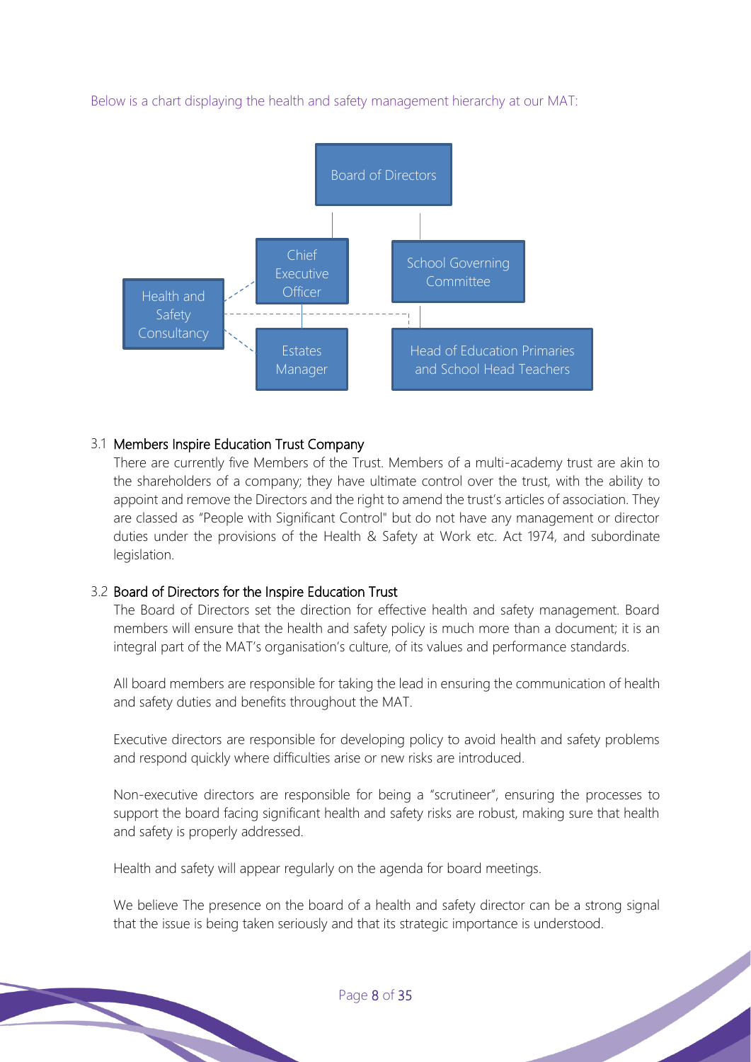Below is a chart displaying the health and safety management hierarchy at our MAT:

- Board of Directors
  - Chief Executive Officer
    - Estates Manager
  - School Governing Committee
    - Head of Education Primaries and School Head Teachers
- Health and Safety Consultancy (advising the Chief Executive Officer and the Estates Manager)

### 3.1 Members Inspire Education Trust Company

There are currently five Members of the Trust. Members of a multi-academy trust are akin to the shareholders of a company; they have ultimate control over the trust, with the ability to appoint and remove the Directors and the right to amend the trust's articles of association. They are classed as "People with Significant Control" but do not have any management or director duties under the provisions of the Health & Safety at Work etc. Act 1974, and subordinate legislation.

### 3.2 Board of Directors for the Inspire Education Trust

The Board of Directors set the direction for effective health and safety management. Board members will ensure that the health and safety policy is much more than a document; it is an integral part of the MAT's organisation's culture, of its values and performance standards.

All board members are responsible for taking the lead in ensuring the communication of health and safety duties and benefits throughout the MAT.

Executive directors are responsible for developing policy to avoid health and safety problems and respond quickly where difficulties arise or new risks are introduced.

Non-executive directors are responsible for being a "scrutineer", ensuring the processes to support the board facing significant health and safety risks are robust, making sure that health and safety is properly addressed.

Health and safety will appear regularly on the agenda for board meetings.

We believe The presence on the board of a health and safety director can be a strong signal that the issue is being taken seriously and that its strategic importance is understood.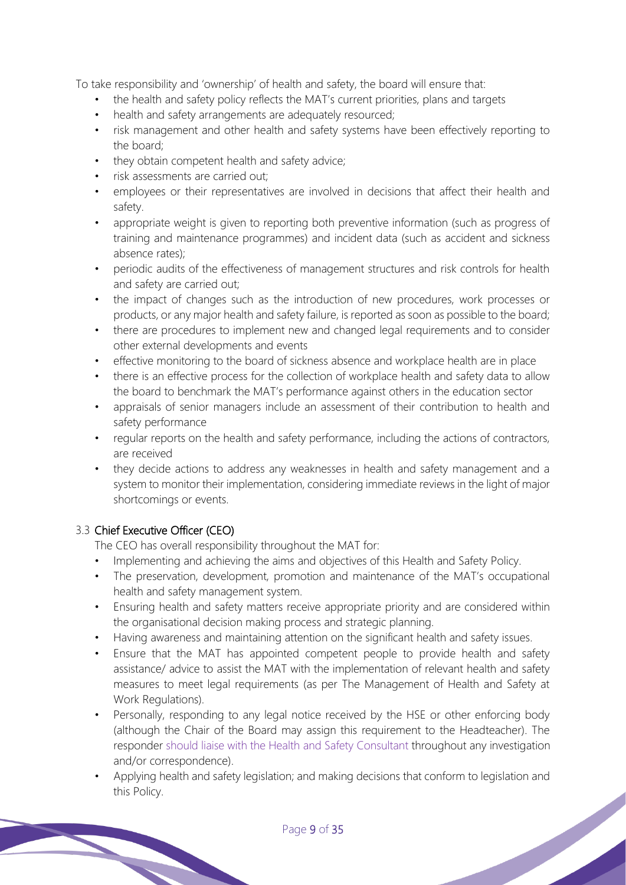To take responsibility and 'ownership' of health and safety, the board will ensure that:

- the health and safety policy reflects the MAT's current priorities, plans and targets
- health and safety arrangements are adequately resourced;
- risk management and other health and safety systems have been effectively reporting to the board;
- they obtain competent health and safety advice;
- risk assessments are carried out;
- employees or their representatives are involved in decisions that affect their health and safety.
- appropriate weight is given to reporting both preventive information (such as progress of training and maintenance programmes) and incident data (such as accident and sickness absence rates);
- periodic audits of the effectiveness of management structures and risk controls for health and safety are carried out;
- the impact of changes such as the introduction of new procedures, work processes or products, or any major health and safety failure, is reported as soon as possible to the board;
- there are procedures to implement new and changed legal requirements and to consider other external developments and events
- effective monitoring to the board of sickness absence and workplace health are in place
- there is an effective process for the collection of workplace health and safety data to allow the board to benchmark the MAT's performance against others in the education sector
- appraisals of senior managers include an assessment of their contribution to health and safety performance
- regular reports on the health and safety performance, including the actions of contractors, are received
- they decide actions to address any weaknesses in health and safety management and a system to monitor their implementation, considering immediate reviews in the light of major shortcomings or events.

### 3.3 Chief Executive Officer (CEO)

The CEO has overall responsibility throughout the MAT for:

- Implementing and achieving the aims and objectives of this Health and Safety Policy.
- The preservation, development, promotion and maintenance of the MAT's occupational health and safety management system.
- Ensuring health and safety matters receive appropriate priority and are considered within the organisational decision making process and strategic planning.
- Having awareness and maintaining attention on the significant health and safety issues.
- Ensure that the MAT has appointed competent people to provide health and safety assistance/ advice to assist the MAT with the implementation of relevant health and safety measures to meet legal requirements (as per The Management of Health and Safety at Work Regulations).
- Personally, responding to any legal notice received by the HSE or other enforcing body (although the Chair of the Board may assign this requirement to the Headteacher). The responder should liaise with the Health and Safety Consultant throughout any investigation and/or correspondence).
- Applying health and safety legislation; and making decisions that conform to legislation and this Policy.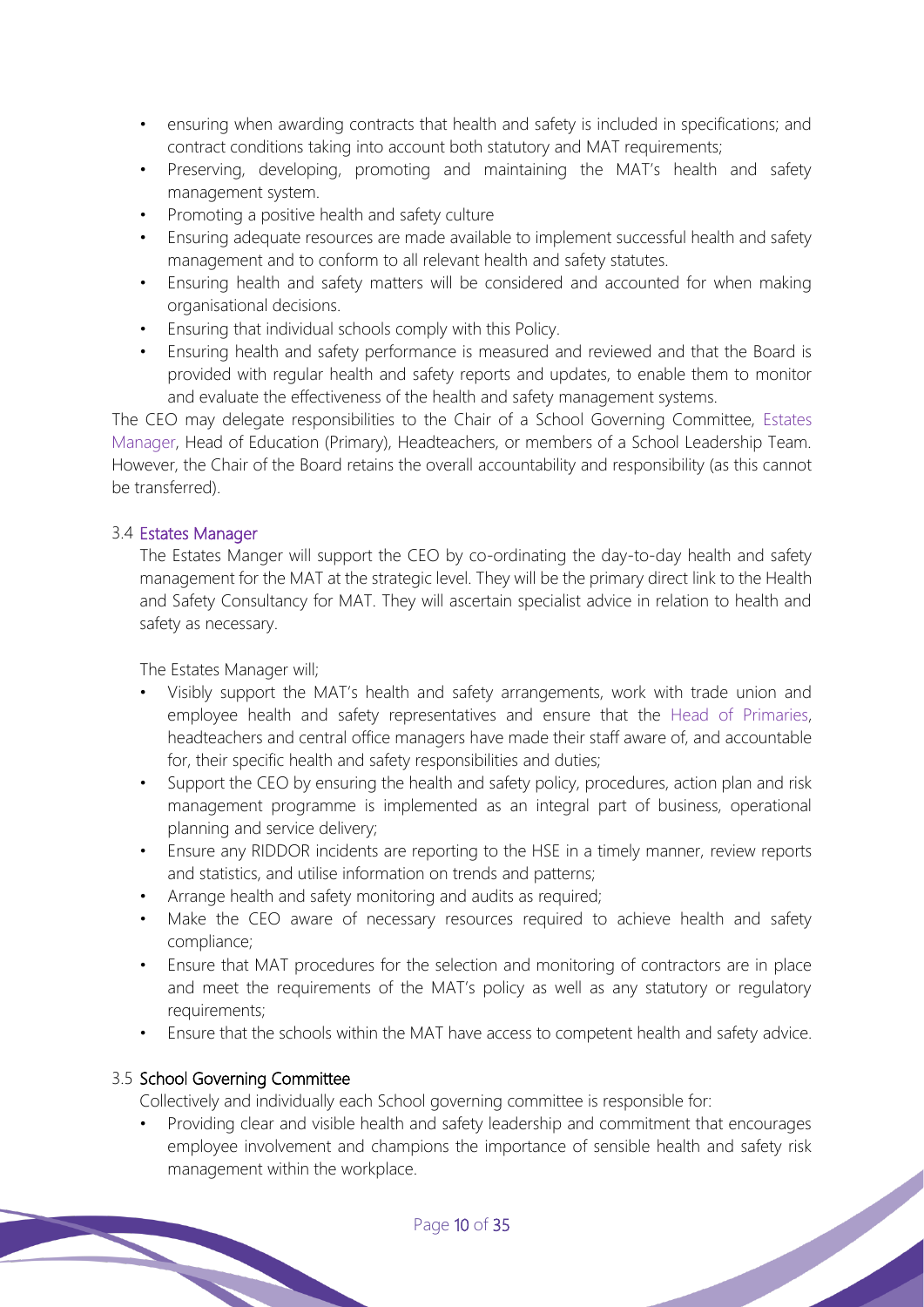- ensuring when awarding contracts that health and safety is included in specifications; and contract conditions taking into account both statutory and MAT requirements;
- Preserving, developing, promoting and maintaining the MAT's health and safety management system.
- Promoting a positive health and safety culture
- Ensuring adequate resources are made available to implement successful health and safety management and to conform to all relevant health and safety statutes.
- Ensuring health and safety matters will be considered and accounted for when making organisational decisions.
- Ensuring that individual schools comply with this Policy.
- Ensuring health and safety performance is measured and reviewed and that the Board is provided with regular health and safety reports and updates, to enable them to monitor and evaluate the effectiveness of the health and safety management systems.

The CEO may delegate responsibilities to the Chair of a School Governing Committee, Estates Manager, Head of Education (Primary), Headteachers, or members of a School Leadership Team. However, the Chair of the Board retains the overall accountability and responsibility (as this cannot be transferred).

### 3.4 Estates Manager

The Estates Manger will support the CEO by co-ordinating the day-to-day health and safety management for the MAT at the strategic level. They will be the primary direct link to the Health and Safety Consultancy for MAT. They will ascertain specialist advice in relation to health and safety as necessary.

The Estates Manager will;

- Visibly support the MAT's health and safety arrangements, work with trade union and employee health and safety representatives and ensure that the Head of Primaries, headteachers and central office managers have made their staff aware of, and accountable for, their specific health and safety responsibilities and duties;
- Support the CEO by ensuring the health and safety policy, procedures, action plan and risk management programme is implemented as an integral part of business, operational planning and service delivery;
- Ensure any RIDDOR incidents are reporting to the HSE in a timely manner, review reports and statistics, and utilise information on trends and patterns;
- Arrange health and safety monitoring and audits as required;
- Make the CEO aware of necessary resources required to achieve health and safety compliance;
- Ensure that MAT procedures for the selection and monitoring of contractors are in place and meet the requirements of the MAT's policy as well as any statutory or regulatory requirements;
- Ensure that the schools within the MAT have access to competent health and safety advice.

### 3.5 School Governing Committee

Collectively and individually each School governing committee is responsible for:

- Providing clear and visible health and safety leadership and commitment that encourages employee involvement and champions the importance of sensible health and safety risk management within the workplace.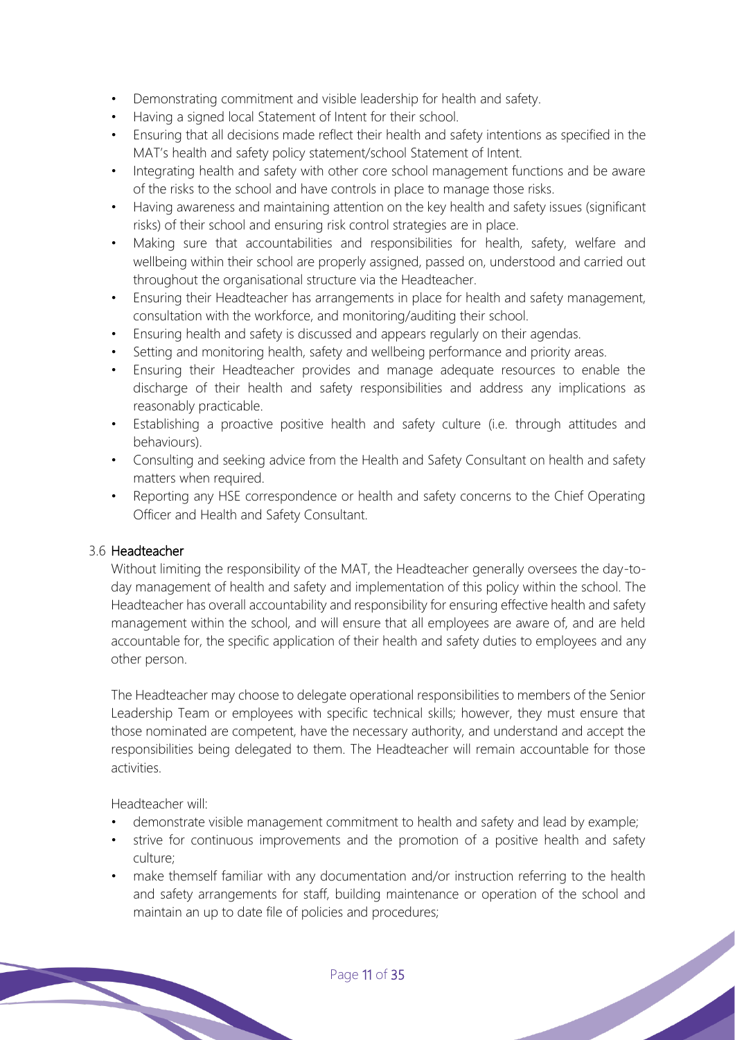- Demonstrating commitment and visible leadership for health and safety.
- Having a signed local Statement of Intent for their school.
- Ensuring that all decisions made reflect their health and safety intentions as specified in the MAT's health and safety policy statement/school Statement of Intent.
- Integrating health and safety with other core school management functions and be aware of the risks to the school and have controls in place to manage those risks.
- Having awareness and maintaining attention on the key health and safety issues (significant risks) of their school and ensuring risk control strategies are in place.
- Making sure that accountabilities and responsibilities for health, safety, welfare and wellbeing within their school are properly assigned, passed on, understood and carried out throughout the organisational structure via the Headteacher.
- Ensuring their Headteacher has arrangements in place for health and safety management, consultation with the workforce, and monitoring/auditing their school.
- Ensuring health and safety is discussed and appears regularly on their agendas.
- Setting and monitoring health, safety and wellbeing performance and priority areas.
- Ensuring their Headteacher provides and manage adequate resources to enable the discharge of their health and safety responsibilities and address any implications as reasonably practicable.
- Establishing a proactive positive health and safety culture (i.e. through attitudes and behaviours).
- Consulting and seeking advice from the Health and Safety Consultant on health and safety matters when required.
- Reporting any HSE correspondence or health and safety concerns to the Chief Operating Officer and Health and Safety Consultant.

### 3.6 Headteacher

Without limiting the responsibility of the MAT, the Headteacher generally oversees the day-to-day management of health and safety and implementation of this policy within the school. The Headteacher has overall accountability and responsibility for ensuring effective health and safety management within the school, and will ensure that all employees are aware of, and are held accountable for, the specific application of their health and safety duties to employees and any other person.

The Headteacher may choose to delegate operational responsibilities to members of the Senior Leadership Team or employees with specific technical skills; however, they must ensure that those nominated are competent, have the necessary authority, and understand and accept the responsibilities being delegated to them. The Headteacher will remain accountable for those activities.

Headteacher will:

- demonstrate visible management commitment to health and safety and lead by example;
- strive for continuous improvements and the promotion of a positive health and safety culture;
- make themself familiar with any documentation and/or instruction referring to the health and safety arrangements for staff, building maintenance or operation of the school and maintain an up to date file of policies and procedures;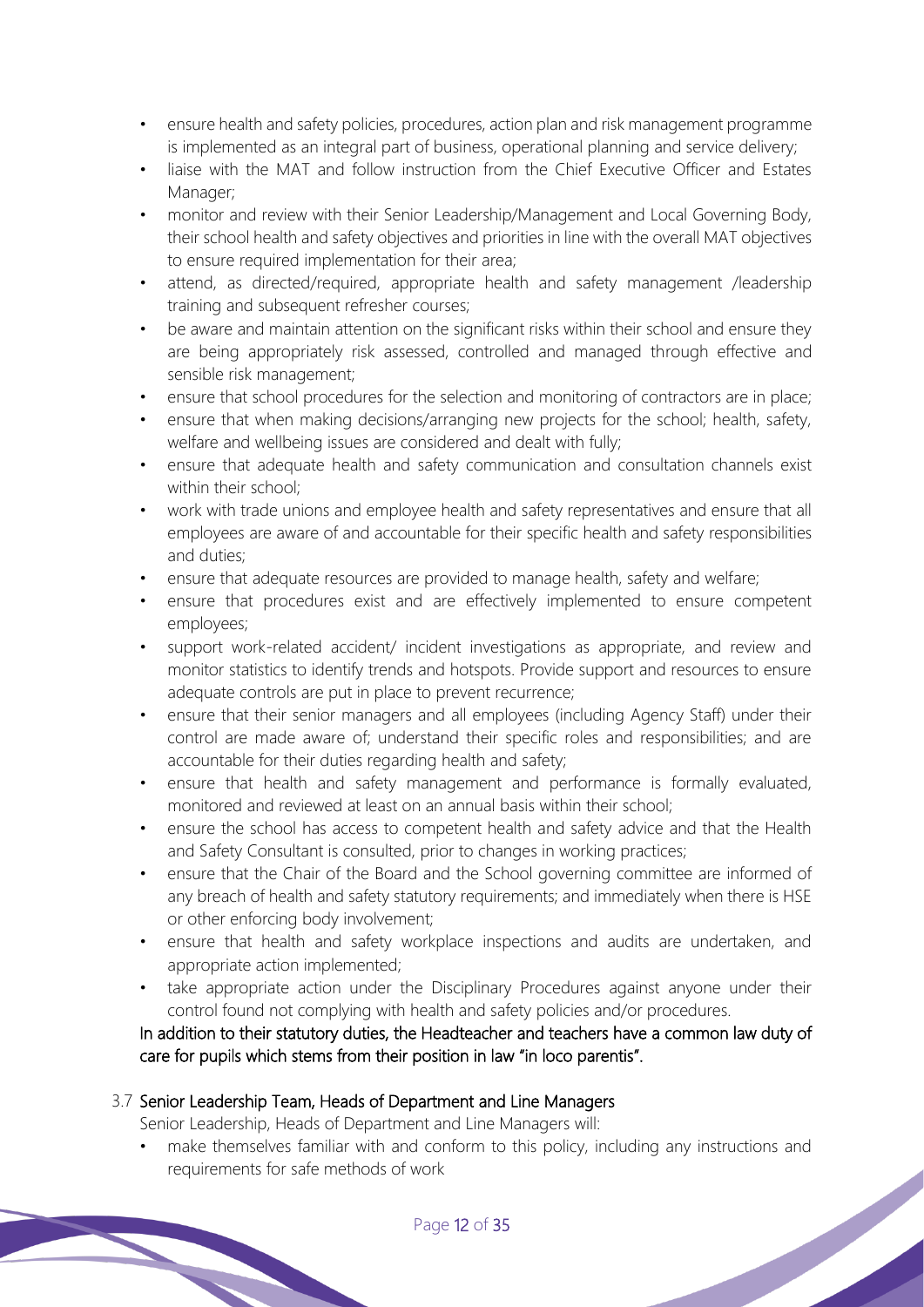- ensure health and safety policies, procedures, action plan and risk management programme is implemented as an integral part of business, operational planning and service delivery;
- liaise with the MAT and follow instruction from the Chief Executive Officer and Estates Manager;
- monitor and review with their Senior Leadership/Management and Local Governing Body, their school health and safety objectives and priorities in line with the overall MAT objectives to ensure required implementation for their area;
- attend, as directed/required, appropriate health and safety management /leadership training and subsequent refresher courses;
- be aware and maintain attention on the significant risks within their school and ensure they are being appropriately risk assessed, controlled and managed through effective and sensible risk management;
- ensure that school procedures for the selection and monitoring of contractors are in place;
- ensure that when making decisions/arranging new projects for the school; health, safety, welfare and wellbeing issues are considered and dealt with fully;
- ensure that adequate health and safety communication and consultation channels exist within their school;
- work with trade unions and employee health and safety representatives and ensure that all employees are aware of and accountable for their specific health and safety responsibilities and duties;
- ensure that adequate resources are provided to manage health, safety and welfare;
- ensure that procedures exist and are effectively implemented to ensure competent employees;
- support work-related accident/ incident investigations as appropriate, and review and monitor statistics to identify trends and hotspots. Provide support and resources to ensure adequate controls are put in place to prevent recurrence;
- ensure that their senior managers and all employees (including Agency Staff) under their control are made aware of; understand their specific roles and responsibilities; and are accountable for their duties regarding health and safety;
- ensure that health and safety management and performance is formally evaluated, monitored and reviewed at least on an annual basis within their school;
- ensure the school has access to competent health and safety advice and that the Health and Safety Consultant is consulted, prior to changes in working practices;
- ensure that the Chair of the Board and the School governing committee are informed of any breach of health and safety statutory requirements; and immediately when there is HSE or other enforcing body involvement;
- ensure that health and safety workplace inspections and audits are undertaken, and appropriate action implemented;
- take appropriate action under the Disciplinary Procedures against anyone under their control found not complying with health and safety policies and/or procedures.

In addition to their statutory duties, the Headteacher and teachers have a common law duty of care for pupils which stems from their position in law "in loco parentis".

### 3.7 Senior Leadership Team, Heads of Department and Line Managers

Senior Leadership, Heads of Department and Line Managers will:

- make themselves familiar with and conform to this policy, including any instructions and requirements for safe methods of work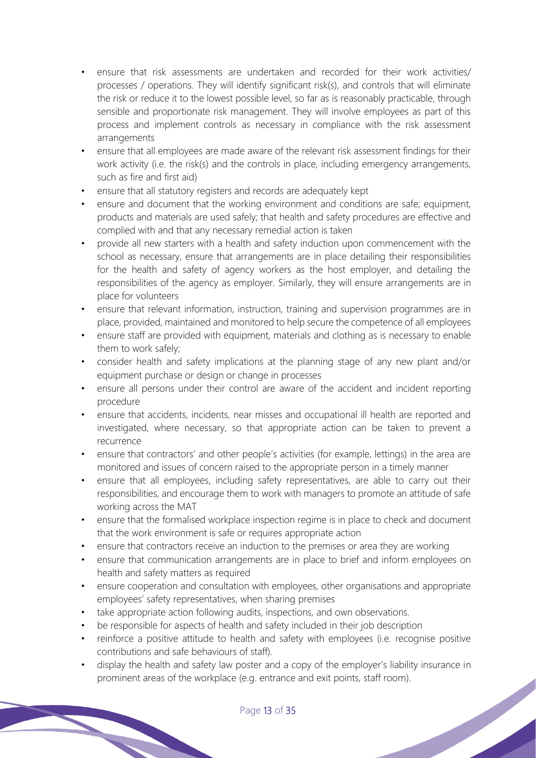- ensure that risk assessments are undertaken and recorded for their work activities/ processes / operations. They will identify significant risk(s), and controls that will eliminate the risk or reduce it to the lowest possible level, so far as is reasonably practicable, through sensible and proportionate risk management. They will involve employees as part of this process and implement controls as necessary in compliance with the risk assessment arrangements
- ensure that all employees are made aware of the relevant risk assessment findings for their work activity (i.e. the risk(s) and the controls in place, including emergency arrangements, such as fire and first aid)
- ensure that all statutory registers and records are adequately kept
- ensure and document that the working environment and conditions are safe; equipment, products and materials are used safely; that health and safety procedures are effective and complied with and that any necessary remedial action is taken
- provide all new starters with a health and safety induction upon commencement with the school as necessary, ensure that arrangements are in place detailing their responsibilities for the health and safety of agency workers as the host employer, and detailing the responsibilities of the agency as employer. Similarly, they will ensure arrangements are in place for volunteers
- ensure that relevant information, instruction, training and supervision programmes are in place, provided, maintained and monitored to help secure the competence of all employees
- ensure staff are provided with equipment, materials and clothing as is necessary to enable them to work safely;
- consider health and safety implications at the planning stage of any new plant and/or equipment purchase or design or change in processes
- ensure all persons under their control are aware of the accident and incident reporting procedure
- ensure that accidents, incidents, near misses and occupational ill health are reported and investigated, where necessary, so that appropriate action can be taken to prevent a recurrence
- ensure that contractors' and other people's activities (for example, lettings) in the area are monitored and issues of concern raised to the appropriate person in a timely manner
- ensure that all employees, including safety representatives, are able to carry out their responsibilities, and encourage them to work with managers to promote an attitude of safe working across the MAT
- ensure that the formalised workplace inspection regime is in place to check and document that the work environment is safe or requires appropriate action
- ensure that contractors receive an induction to the premises or area they are working
- ensure that communication arrangements are in place to brief and inform employees on health and safety matters as required
- ensure cooperation and consultation with employees, other organisations and appropriate employees' safety representatives, when sharing premises
- take appropriate action following audits, inspections, and own observations.
- be responsible for aspects of health and safety included in their job description
- reinforce a positive attitude to health and safety with employees (i.e. recognise positive contributions and safe behaviours of staff).
- display the health and safety law poster and a copy of the employer's liability insurance in prominent areas of the workplace (e.g. entrance and exit points, staff room).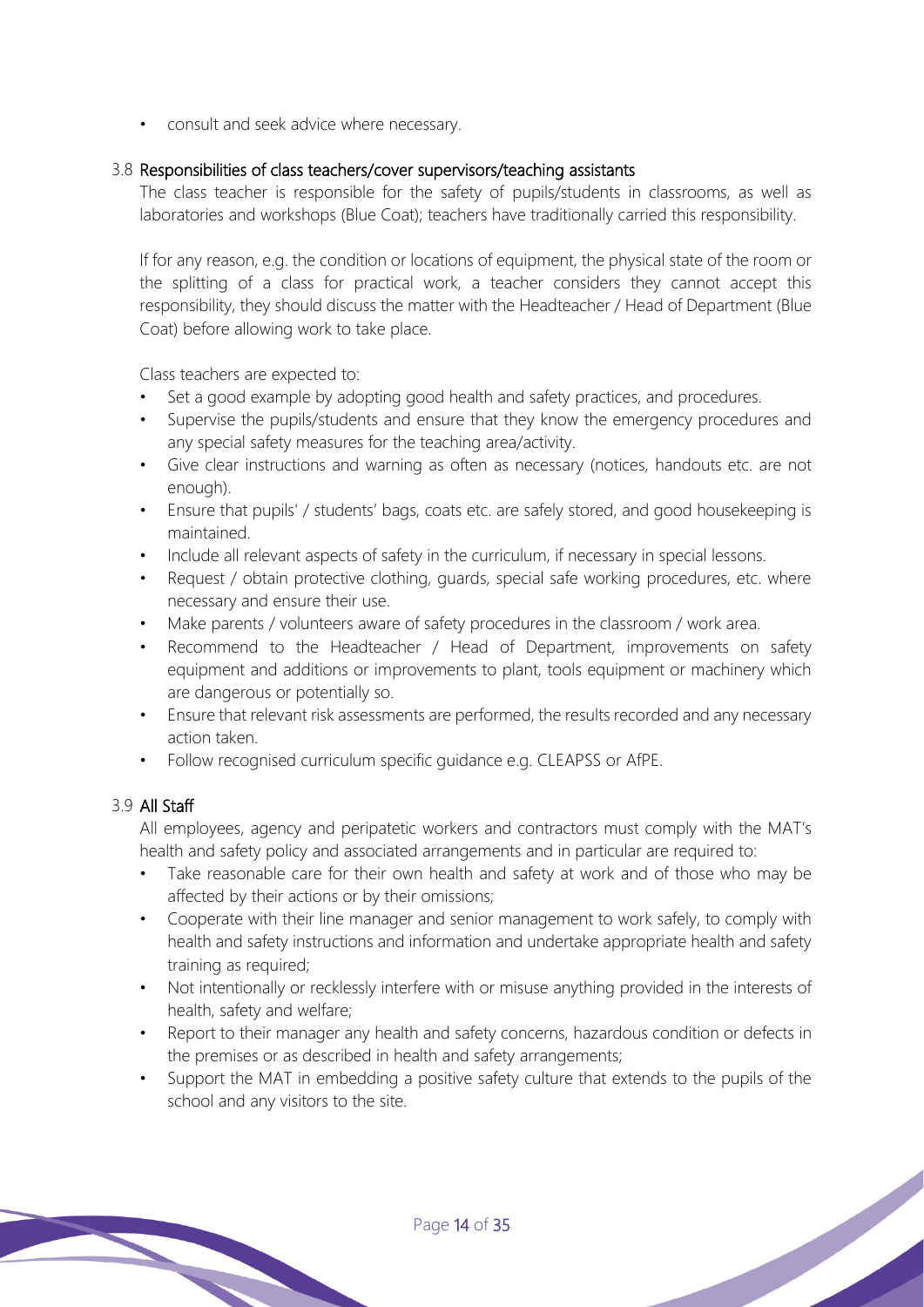- consult and seek advice where necessary.

### 3.8 Responsibilities of class teachers/cover supervisors/teaching assistants

The class teacher is responsible for the safety of pupils/students in classrooms, as well as laboratories and workshops (Blue Coat); teachers have traditionally carried this responsibility.

If for any reason, e.g. the condition or locations of equipment, the physical state of the room or the splitting of a class for practical work, a teacher considers they cannot accept this responsibility, they should discuss the matter with the Headteacher / Head of Department (Blue Coat) before allowing work to take place.

Class teachers are expected to:

- Set a good example by adopting good health and safety practices, and procedures.
- Supervise the pupils/students and ensure that they know the emergency procedures and any special safety measures for the teaching area/activity.
- Give clear instructions and warning as often as necessary (notices, handouts etc. are not enough).
- Ensure that pupils' / students' bags, coats etc. are safely stored, and good housekeeping is maintained.
- Include all relevant aspects of safety in the curriculum, if necessary in special lessons.
- Request / obtain protective clothing, guards, special safe working procedures, etc. where necessary and ensure their use.
- Make parents / volunteers aware of safety procedures in the classroom / work area.
- Recommend to the Headteacher / Head of Department, improvements on safety equipment and additions or improvements to plant, tools equipment or machinery which are dangerous or potentially so.
- Ensure that relevant risk assessments are performed, the results recorded and any necessary action taken.
- Follow recognised curriculum specific guidance e.g. CLEAPSS or AfPE.

### 3.9 All Staff

All employees, agency and peripatetic workers and contractors must comply with the MAT's health and safety policy and associated arrangements and in particular are required to:

- Take reasonable care for their own health and safety at work and of those who may be affected by their actions or by their omissions;
- Cooperate with their line manager and senior management to work safely, to comply with health and safety instructions and information and undertake appropriate health and safety training as required;
- Not intentionally or recklessly interfere with or misuse anything provided in the interests of health, safety and welfare;
- Report to their manager any health and safety concerns, hazardous condition or defects in the premises or as described in health and safety arrangements;
- Support the MAT in embedding a positive safety culture that extends to the pupils of the school and any visitors to the site.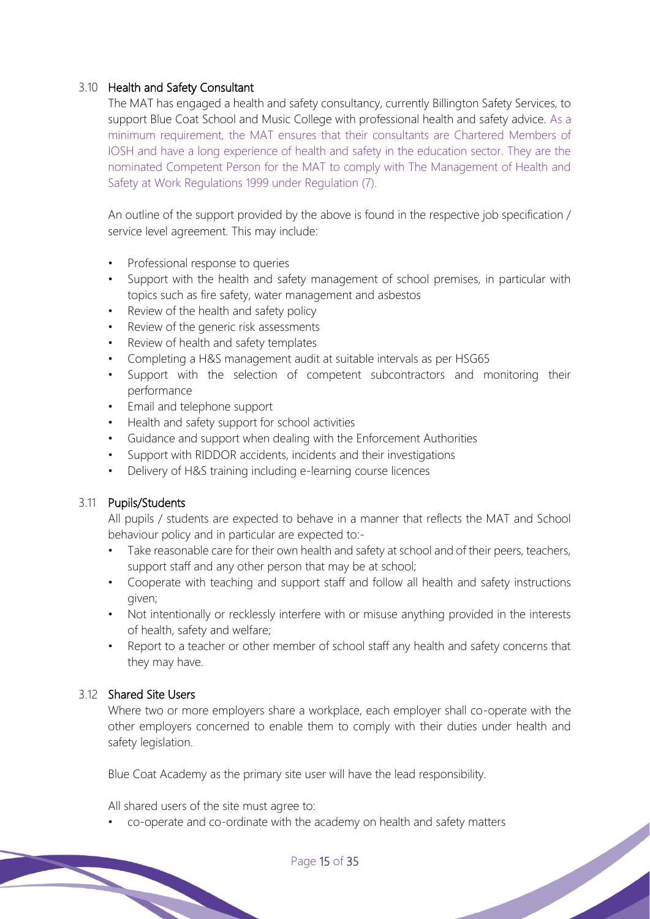### 3.10 Health and Safety Consultant

The MAT has engaged a health and safety consultancy, currently Billington Safety Services, to support Blue Coat School and Music College with professional health and safety advice. As a minimum requirement, the MAT ensures that their consultants are Chartered Members of IOSH and have a long experience of health and safety in the education sector. They are the nominated Competent Person for the MAT to comply with The Management of Health and Safety at Work Regulations 1999 under Regulation (7).

An outline of the support provided by the above is found in the respective job specification / service level agreement. This may include:

- Professional response to queries
- Support with the health and safety management of school premises, in particular with topics such as fire safety, water management and asbestos
- Review of the health and safety policy
- Review of the generic risk assessments
- Review of health and safety templates
- Completing a H&S management audit at suitable intervals as per HSG65
- Support with the selection of competent subcontractors and monitoring their performance
- Email and telephone support
- Health and safety support for school activities
- Guidance and support when dealing with the Enforcement Authorities
- Support with RIDDOR accidents, incidents and their investigations
- Delivery of H&S training including e-learning course licences

### 3.11 Pupils/Students

All pupils / students are expected to behave in a manner that reflects the MAT and School behaviour policy and in particular are expected to:-

- Take reasonable care for their own health and safety at school and of their peers, teachers, support staff and any other person that may be at school;
- Cooperate with teaching and support staff and follow all health and safety instructions given;
- Not intentionally or recklessly interfere with or misuse anything provided in the interests of health, safety and welfare;
- Report to a teacher or other member of school staff any health and safety concerns that they may have.

### 3.12 Shared Site Users

Where two or more employers share a workplace, each employer shall co-operate with the other employers concerned to enable them to comply with their duties under health and safety legislation.

Blue Coat Academy as the primary site user will have the lead responsibility.

All shared users of the site must agree to:

- co-operate and co-ordinate with the academy on health and safety matters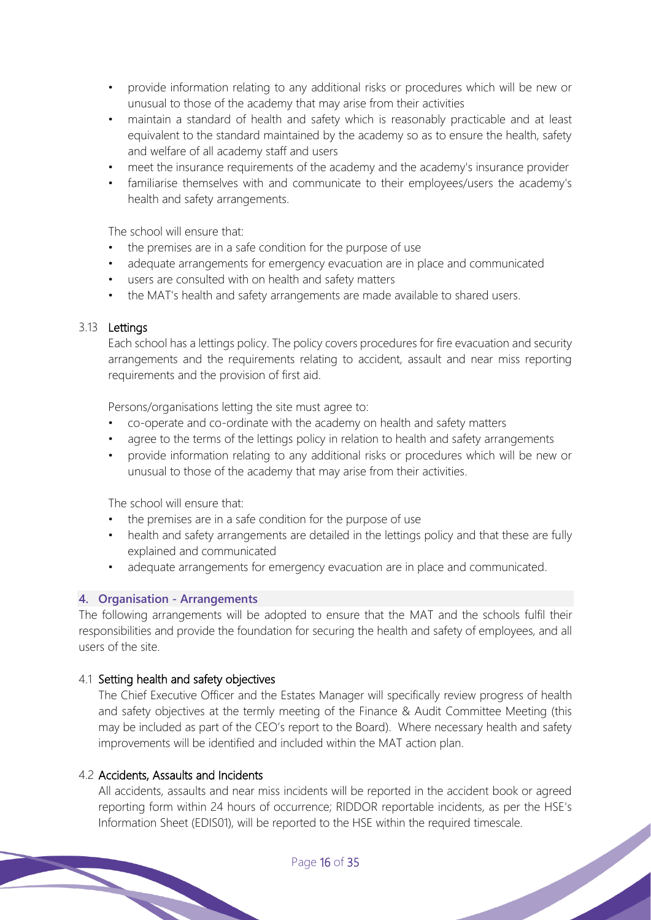- provide information relating to any additional risks or procedures which will be new or unusual to those of the academy that may arise from their activities
- maintain a standard of health and safety which is reasonably practicable and at least equivalent to the standard maintained by the academy so as to ensure the health, safety and welfare of all academy staff and users
- meet the insurance requirements of the academy and the academy's insurance provider
- familiarise themselves with and communicate to their employees/users the academy's health and safety arrangements.

The school will ensure that:

- the premises are in a safe condition for the purpose of use
- adequate arrangements for emergency evacuation are in place and communicated
- users are consulted with on health and safety matters
- the MAT's health and safety arrangements are made available to shared users.

### 3.13 Lettings

Each school has a lettings policy. The policy covers procedures for fire evacuation and security arrangements and the requirements relating to accident, assault and near miss reporting requirements and the provision of first aid.

Persons/organisations letting the site must agree to:

- co-operate and co-ordinate with the academy on health and safety matters
- agree to the terms of the lettings policy in relation to health and safety arrangements
- provide information relating to any additional risks or procedures which will be new or unusual to those of the academy that may arise from their activities.

The school will ensure that:

- the premises are in a safe condition for the purpose of use
- health and safety arrangements are detailed in the lettings policy and that these are fully explained and communicated
- adequate arrangements for emergency evacuation are in place and communicated.

## 4. Organisation - Arrangements

The following arrangements will be adopted to ensure that the MAT and the schools fulfil their responsibilities and provide the foundation for securing the health and safety of employees, and all users of the site.

### 4.1 Setting health and safety objectives

The Chief Executive Officer and the Estates Manager will specifically review progress of health and safety objectives at the termly meeting of the Finance & Audit Committee Meeting (this may be included as part of the CEO's report to the Board). Where necessary health and safety improvements will be identified and included within the MAT action plan.

### 4.2 Accidents, Assaults and Incidents

All accidents, assaults and near miss incidents will be reported in the accident book or agreed reporting form within 24 hours of occurrence; RIDDOR reportable incidents, as per the HSE's Information Sheet (EDIS01), will be reported to the HSE within the required timescale.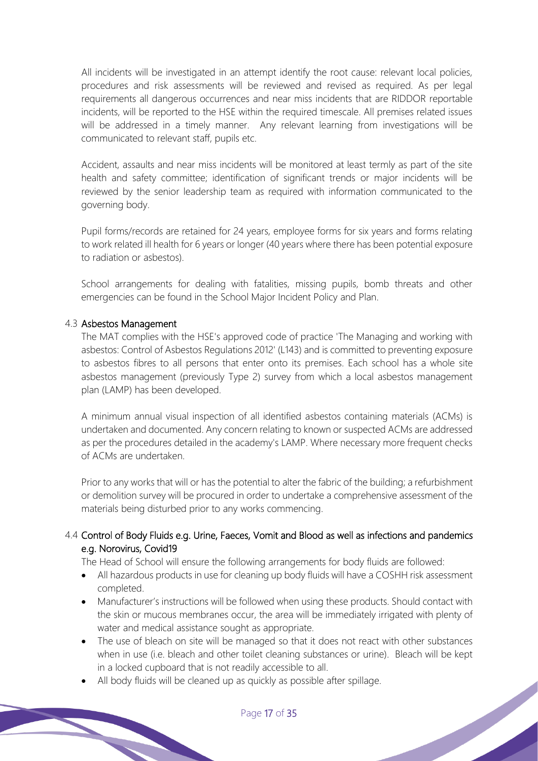All incidents will be investigated in an attempt identify the root cause: relevant local policies, procedures and risk assessments will be reviewed and revised as required. As per legal requirements all dangerous occurrences and near miss incidents that are RIDDOR reportable incidents, will be reported to the HSE within the required timescale. All premises related issues will be addressed in a timely manner. Any relevant learning from investigations will be communicated to relevant staff, pupils etc.

Accident, assaults and near miss incidents will be monitored at least termly as part of the site health and safety committee; identification of significant trends or major incidents will be reviewed by the senior leadership team as required with information communicated to the governing body.

Pupil forms/records are retained for 24 years, employee forms for six years and forms relating to work related ill health for 6 years or longer (40 years where there has been potential exposure to radiation or asbestos).

School arrangements for dealing with fatalities, missing pupils, bomb threats and other emergencies can be found in the School Major Incident Policy and Plan.

### 4.3 Asbestos Management

The MAT complies with the HSE's approved code of practice 'The Managing and working with asbestos: Control of Asbestos Regulations 2012' (L143) and is committed to preventing exposure to asbestos fibres to all persons that enter onto its premises. Each school has a whole site asbestos management (previously Type 2) survey from which a local asbestos management plan (LAMP) has been developed.

A minimum annual visual inspection of all identified asbestos containing materials (ACMs) is undertaken and documented. Any concern relating to known or suspected ACMs are addressed as per the procedures detailed in the academy's LAMP. Where necessary more frequent checks of ACMs are undertaken.

Prior to any works that will or has the potential to alter the fabric of the building; a refurbishment or demolition survey will be procured in order to undertake a comprehensive assessment of the materials being disturbed prior to any works commencing.

### 4.4 Control of Body Fluids e.g. Urine, Faeces, Vomit and Blood as well as infections and pandemics e.g. Norovirus, Covid19

The Head of School will ensure the following arrangements for body fluids are followed:

- All hazardous products in use for cleaning up body fluids will have a COSHH risk assessment completed.
- Manufacturer's instructions will be followed when using these products. Should contact with the skin or mucous membranes occur, the area will be immediately irrigated with plenty of water and medical assistance sought as appropriate.
- The use of bleach on site will be managed so that it does not react with other substances when in use (i.e. bleach and other toilet cleaning substances or urine). Bleach will be kept in a locked cupboard that is not readily accessible to all.
- All body fluids will be cleaned up as quickly as possible after spillage.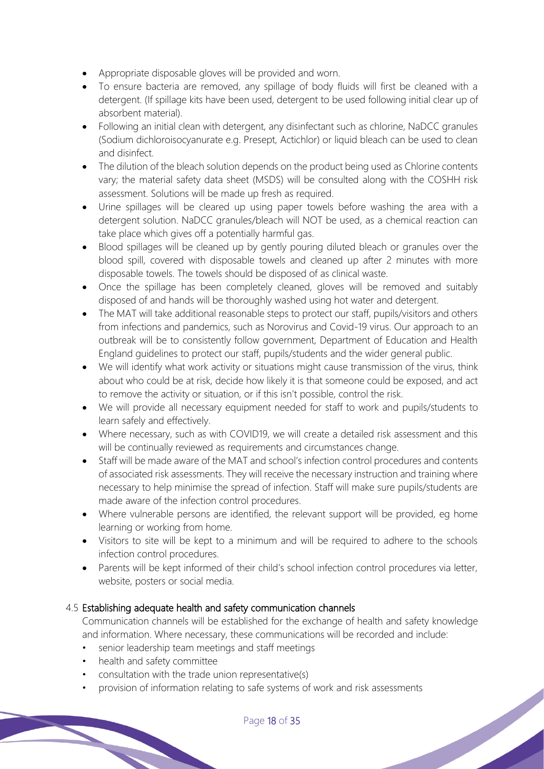- Appropriate disposable gloves will be provided and worn.
- To ensure bacteria are removed, any spillage of body fluids will first be cleaned with a detergent. (If spillage kits have been used, detergent to be used following initial clear up of absorbent material).
- Following an initial clean with detergent, any disinfectant such as chlorine, NaDCC granules (Sodium dichloroisocyanurate e.g. Presept, Actichlor) or liquid bleach can be used to clean and disinfect.
- The dilution of the bleach solution depends on the product being used as Chlorine contents vary; the material safety data sheet (MSDS) will be consulted along with the COSHH risk assessment. Solutions will be made up fresh as required.
- Urine spillages will be cleared up using paper towels before washing the area with a detergent solution. NaDCC granules/bleach will NOT be used, as a chemical reaction can take place which gives off a potentially harmful gas.
- Blood spillages will be cleaned up by gently pouring diluted bleach or granules over the blood spill, covered with disposable towels and cleaned up after 2 minutes with more disposable towels. The towels should be disposed of as clinical waste.
- Once the spillage has been completely cleaned, gloves will be removed and suitably disposed of and hands will be thoroughly washed using hot water and detergent.
- The MAT will take additional reasonable steps to protect our staff, pupils/visitors and others from infections and pandemics, such as Norovirus and Covid-19 virus. Our approach to an outbreak will be to consistently follow government, Department of Education and Health England guidelines to protect our staff, pupils/students and the wider general public.
- We will identify what work activity or situations might cause transmission of the virus, think about who could be at risk, decide how likely it is that someone could be exposed, and act to remove the activity or situation, or if this isn't possible, control the risk.
- We will provide all necessary equipment needed for staff to work and pupils/students to learn safely and effectively.
- Where necessary, such as with COVID19, we will create a detailed risk assessment and this will be continually reviewed as requirements and circumstances change.
- Staff will be made aware of the MAT and school's infection control procedures and contents of associated risk assessments. They will receive the necessary instruction and training where necessary to help minimise the spread of infection. Staff will make sure pupils/students are made aware of the infection control procedures.
- Where vulnerable persons are identified, the relevant support will be provided, eg home learning or working from home.
- Visitors to site will be kept to a minimum and will be required to adhere to the schools infection control procedures.
- Parents will be kept informed of their child's school infection control procedures via letter, website, posters or social media.

### 4.5 Establishing adequate health and safety communication channels

Communication channels will be established for the exchange of health and safety knowledge and information. Where necessary, these communications will be recorded and include:

- senior leadership team meetings and staff meetings
- health and safety committee
- consultation with the trade union representative(s)
- provision of information relating to safe systems of work and risk assessments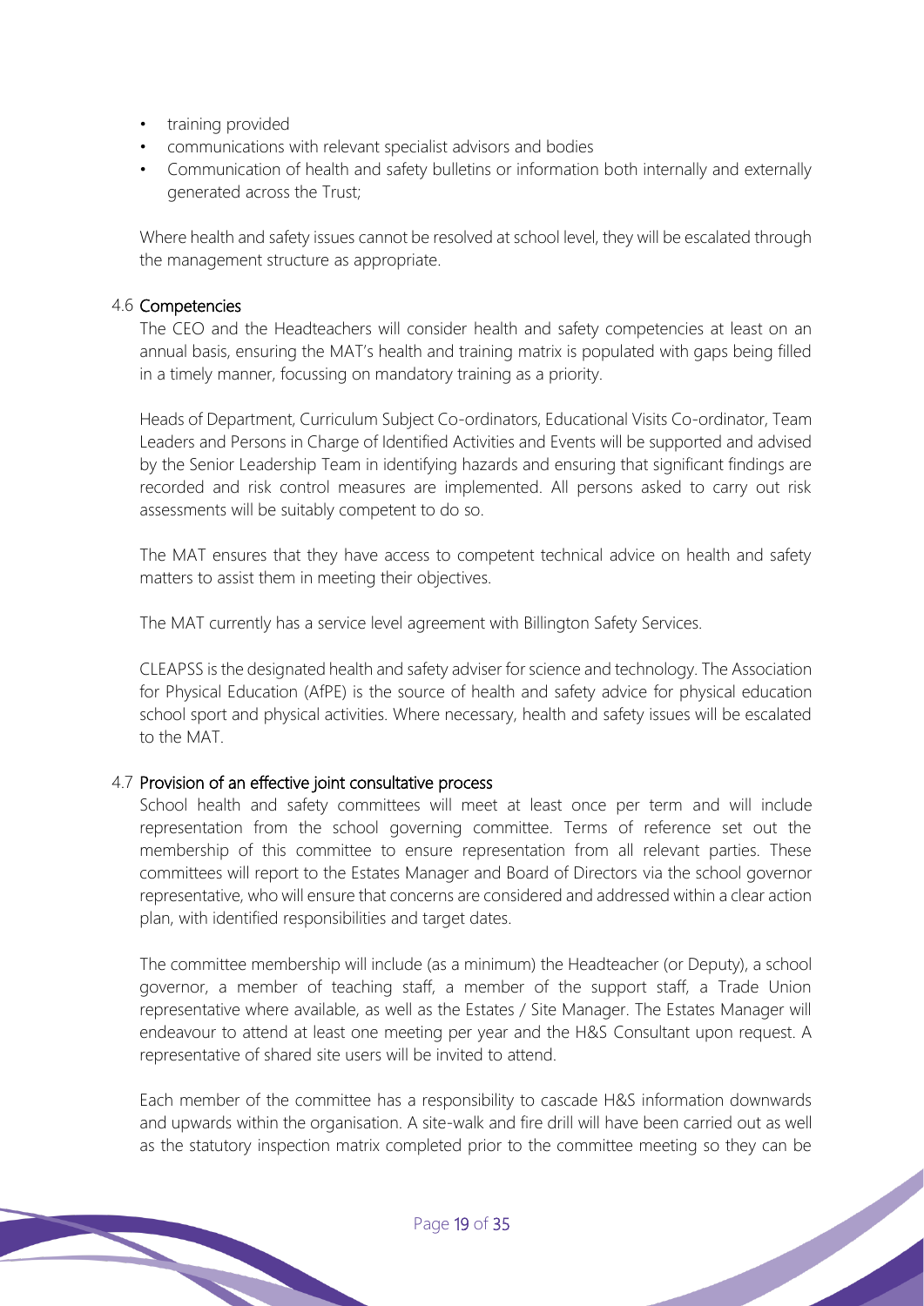- training provided
- communications with relevant specialist advisors and bodies
- Communication of health and safety bulletins or information both internally and externally generated across the Trust;

Where health and safety issues cannot be resolved at school level, they will be escalated through the management structure as appropriate.

### 4.6 Competencies

The CEO and the Headteachers will consider health and safety competencies at least on an annual basis, ensuring the MAT's health and training matrix is populated with gaps being filled in a timely manner, focussing on mandatory training as a priority.

Heads of Department, Curriculum Subject Co-ordinators, Educational Visits Co-ordinator, Team Leaders and Persons in Charge of Identified Activities and Events will be supported and advised by the Senior Leadership Team in identifying hazards and ensuring that significant findings are recorded and risk control measures are implemented. All persons asked to carry out risk assessments will be suitably competent to do so.

The MAT ensures that they have access to competent technical advice on health and safety matters to assist them in meeting their objectives.

The MAT currently has a service level agreement with Billington Safety Services.

CLEAPSS is the designated health and safety adviser for science and technology. The Association for Physical Education (AfPE) is the source of health and safety advice for physical education school sport and physical activities. Where necessary, health and safety issues will be escalated to the MAT.

### 4.7 Provision of an effective joint consultative process

School health and safety committees will meet at least once per term and will include representation from the school governing committee. Terms of reference set out the membership of this committee to ensure representation from all relevant parties. These committees will report to the Estates Manager and Board of Directors via the school governor representative, who will ensure that concerns are considered and addressed within a clear action plan, with identified responsibilities and target dates.

The committee membership will include (as a minimum) the Headteacher (or Deputy), a school governor, a member of teaching staff, a member of the support staff, a Trade Union representative where available, as well as the Estates / Site Manager. The Estates Manager will endeavour to attend at least one meeting per year and the H&S Consultant upon request. A representative of shared site users will be invited to attend.

Each member of the committee has a responsibility to cascade H&S information downwards and upwards within the organisation. A site-walk and fire drill will have been carried out as well as the statutory inspection matrix completed prior to the committee meeting so they can be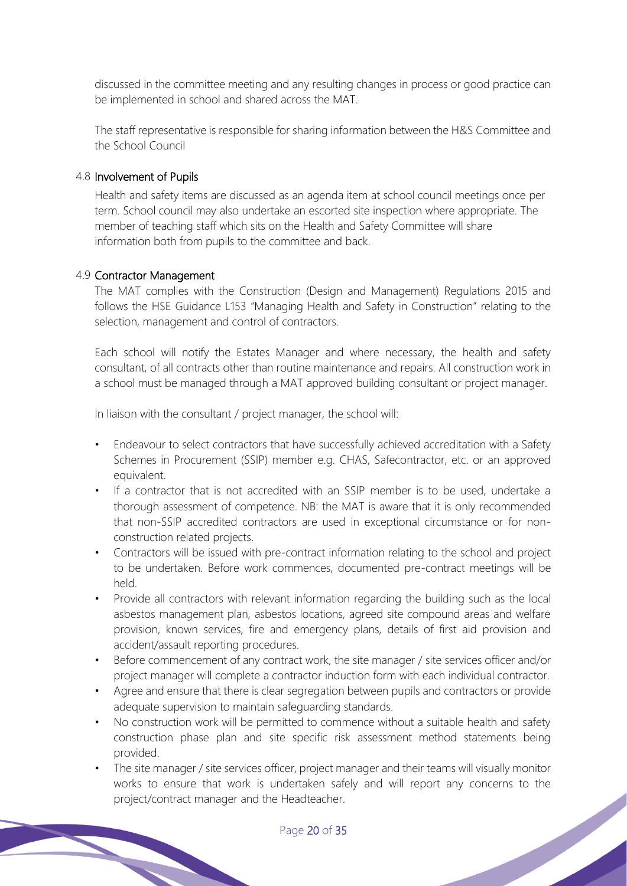discussed in the committee meeting and any resulting changes in process or good practice can be implemented in school and shared across the MAT.

The staff representative is responsible for sharing information between the H&S Committee and the School Council

### 4.8 Involvement of Pupils

Health and safety items are discussed as an agenda item at school council meetings once per term. School council may also undertake an escorted site inspection where appropriate. The member of teaching staff which sits on the Health and Safety Committee will share information both from pupils to the committee and back.

### 4.9 Contractor Management

The MAT complies with the Construction (Design and Management) Regulations 2015 and follows the HSE Guidance L153 "Managing Health and Safety in Construction" relating to the selection, management and control of contractors.

Each school will notify the Estates Manager and where necessary, the health and safety consultant, of all contracts other than routine maintenance and repairs. All construction work in a school must be managed through a MAT approved building consultant or project manager.

In liaison with the consultant / project manager, the school will:

- Endeavour to select contractors that have successfully achieved accreditation with a Safety Schemes in Procurement (SSIP) member e.g. CHAS, Safecontractor, etc. or an approved equivalent.
- If a contractor that is not accredited with an SSIP member is to be used, undertake a thorough assessment of competence. NB: the MAT is aware that it is only recommended that non-SSIP accredited contractors are used in exceptional circumstance or for non-construction related projects.
- Contractors will be issued with pre-contract information relating to the school and project to be undertaken. Before work commences, documented pre-contract meetings will be held.
- Provide all contractors with relevant information regarding the building such as the local asbestos management plan, asbestos locations, agreed site compound areas and welfare provision, known services, fire and emergency plans, details of first aid provision and accident/assault reporting procedures.
- Before commencement of any contract work, the site manager / site services officer and/or project manager will complete a contractor induction form with each individual contractor.
- Agree and ensure that there is clear segregation between pupils and contractors or provide adequate supervision to maintain safeguarding standards.
- No construction work will be permitted to commence without a suitable health and safety construction phase plan and site specific risk assessment method statements being provided.
- The site manager / site services officer, project manager and their teams will visually monitor works to ensure that work is undertaken safely and will report any concerns to the project/contract manager and the Headteacher.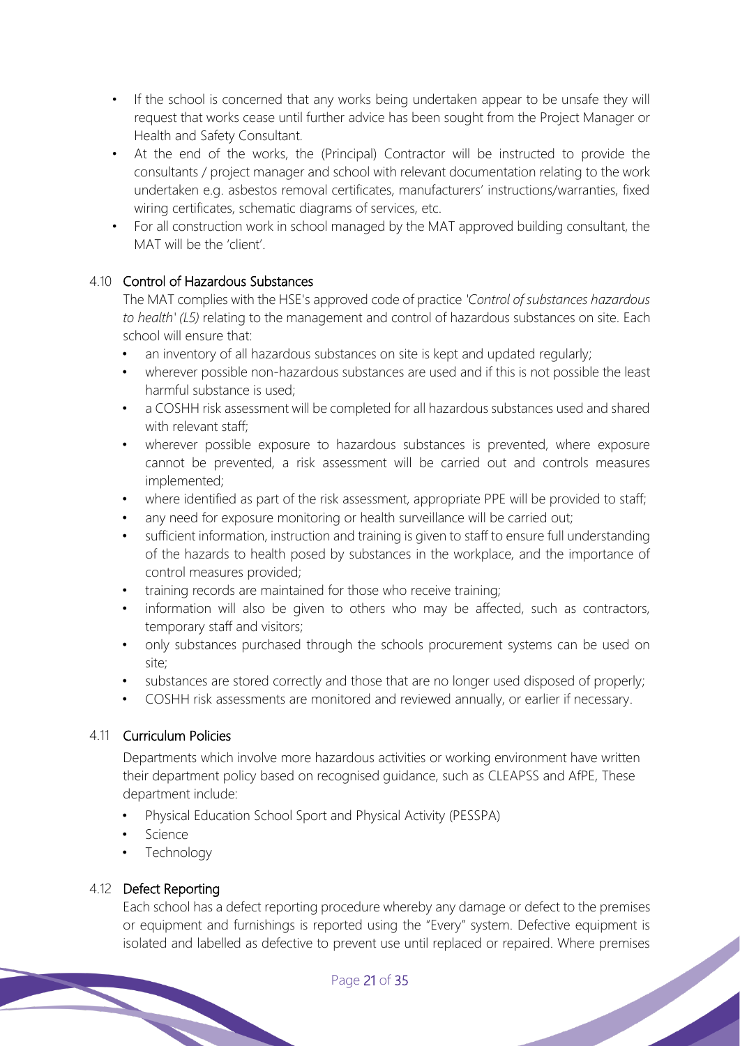- If the school is concerned that any works being undertaken appear to be unsafe they will request that works cease until further advice has been sought from the Project Manager or Health and Safety Consultant.
- At the end of the works, the (Principal) Contractor will be instructed to provide the consultants / project manager and school with relevant documentation relating to the work undertaken e.g. asbestos removal certificates, manufacturers' instructions/warranties, fixed wiring certificates, schematic diagrams of services, etc.
- For all construction work in school managed by the MAT approved building consultant, the MAT will be the 'client'.

### 4.10 Control of Hazardous Substances

The MAT complies with the HSE's approved code of practice *'Control of substances hazardous to health' (L5)* relating to the management and control of hazardous substances on site. Each school will ensure that:

- an inventory of all hazardous substances on site is kept and updated regularly;
- wherever possible non-hazardous substances are used and if this is not possible the least harmful substance is used;
- a COSHH risk assessment will be completed for all hazardous substances used and shared with relevant staff;
- wherever possible exposure to hazardous substances is prevented, where exposure cannot be prevented, a risk assessment will be carried out and controls measures implemented;
- where identified as part of the risk assessment, appropriate PPE will be provided to staff;
- any need for exposure monitoring or health surveillance will be carried out;
- sufficient information, instruction and training is given to staff to ensure full understanding of the hazards to health posed by substances in the workplace, and the importance of control measures provided;
- training records are maintained for those who receive training;
- information will also be given to others who may be affected, such as contractors, temporary staff and visitors;
- only substances purchased through the schools procurement systems can be used on site;
- substances are stored correctly and those that are no longer used disposed of properly;
- COSHH risk assessments are monitored and reviewed annually, or earlier if necessary.

### 4.11 Curriculum Policies

Departments which involve more hazardous activities or working environment have written their department policy based on recognised guidance, such as CLEAPSS and AfPE, These department include:

- Physical Education School Sport and Physical Activity (PESSPA)
- Science
- Technology

### 4.12 Defect Reporting

Each school has a defect reporting procedure whereby any damage or defect to the premises or equipment and furnishings is reported using the "Every" system. Defective equipment is isolated and labelled as defective to prevent use until replaced or repaired. Where premises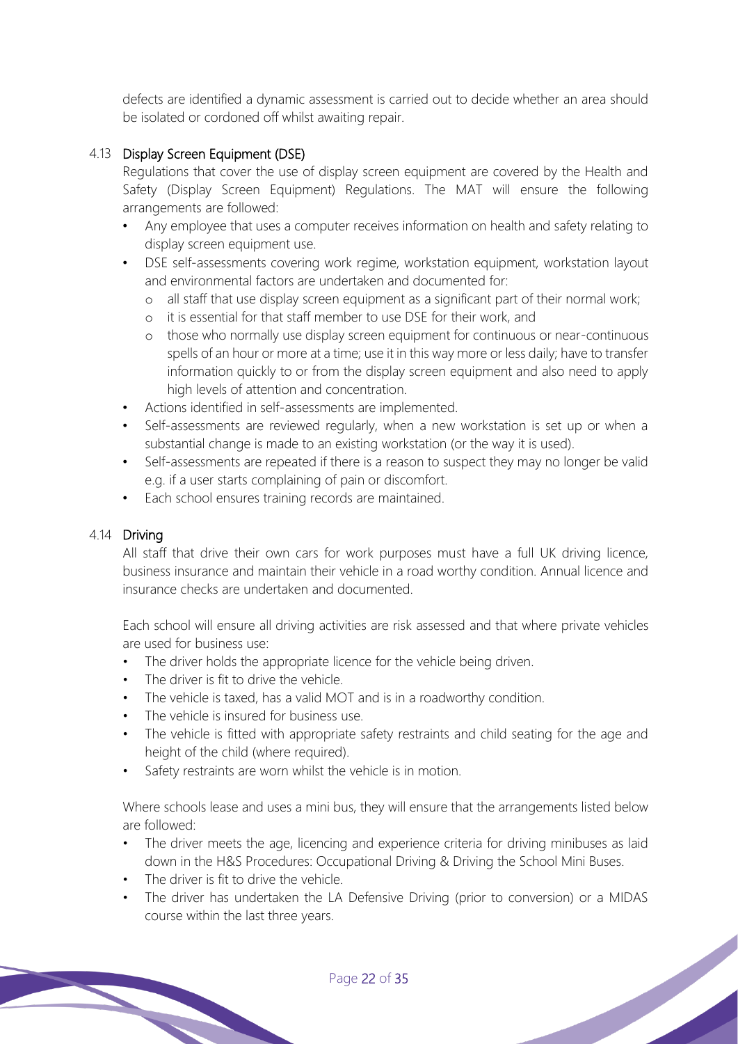defects are identified a dynamic assessment is carried out to decide whether an area should be isolated or cordoned off whilst awaiting repair.

### 4.13 Display Screen Equipment (DSE)

Regulations that cover the use of display screen equipment are covered by the Health and Safety (Display Screen Equipment) Regulations. The MAT will ensure the following arrangements are followed:

- Any employee that uses a computer receives information on health and safety relating to display screen equipment use.
- DSE self-assessments covering work regime, workstation equipment, workstation layout and environmental factors are undertaken and documented for:
  - all staff that use display screen equipment as a significant part of their normal work;
  - it is essential for that staff member to use DSE for their work, and
  - those who normally use display screen equipment for continuous or near-continuous spells of an hour or more at a time; use it in this way more or less daily; have to transfer information quickly to or from the display screen equipment and also need to apply high levels of attention and concentration.
- Actions identified in self-assessments are implemented.
- Self-assessments are reviewed regularly, when a new workstation is set up or when a substantial change is made to an existing workstation (or the way it is used).
- Self-assessments are repeated if there is a reason to suspect they may no longer be valid e.g. if a user starts complaining of pain or discomfort.
- Each school ensures training records are maintained.

### 4.14 Driving

All staff that drive their own cars for work purposes must have a full UK driving licence, business insurance and maintain their vehicle in a road worthy condition. Annual licence and insurance checks are undertaken and documented.

Each school will ensure all driving activities are risk assessed and that where private vehicles are used for business use:

- The driver holds the appropriate licence for the vehicle being driven.
- The driver is fit to drive the vehicle.
- The vehicle is taxed, has a valid MOT and is in a roadworthy condition.
- The vehicle is insured for business use.
- The vehicle is fitted with appropriate safety restraints and child seating for the age and height of the child (where required).
- Safety restraints are worn whilst the vehicle is in motion.

Where schools lease and uses a mini bus, they will ensure that the arrangements listed below are followed:

- The driver meets the age, licencing and experience criteria for driving minibuses as laid down in the H&S Procedures: Occupational Driving & Driving the School Mini Buses.
- The driver is fit to drive the vehicle.
- The driver has undertaken the LA Defensive Driving (prior to conversion) or a MIDAS course within the last three years.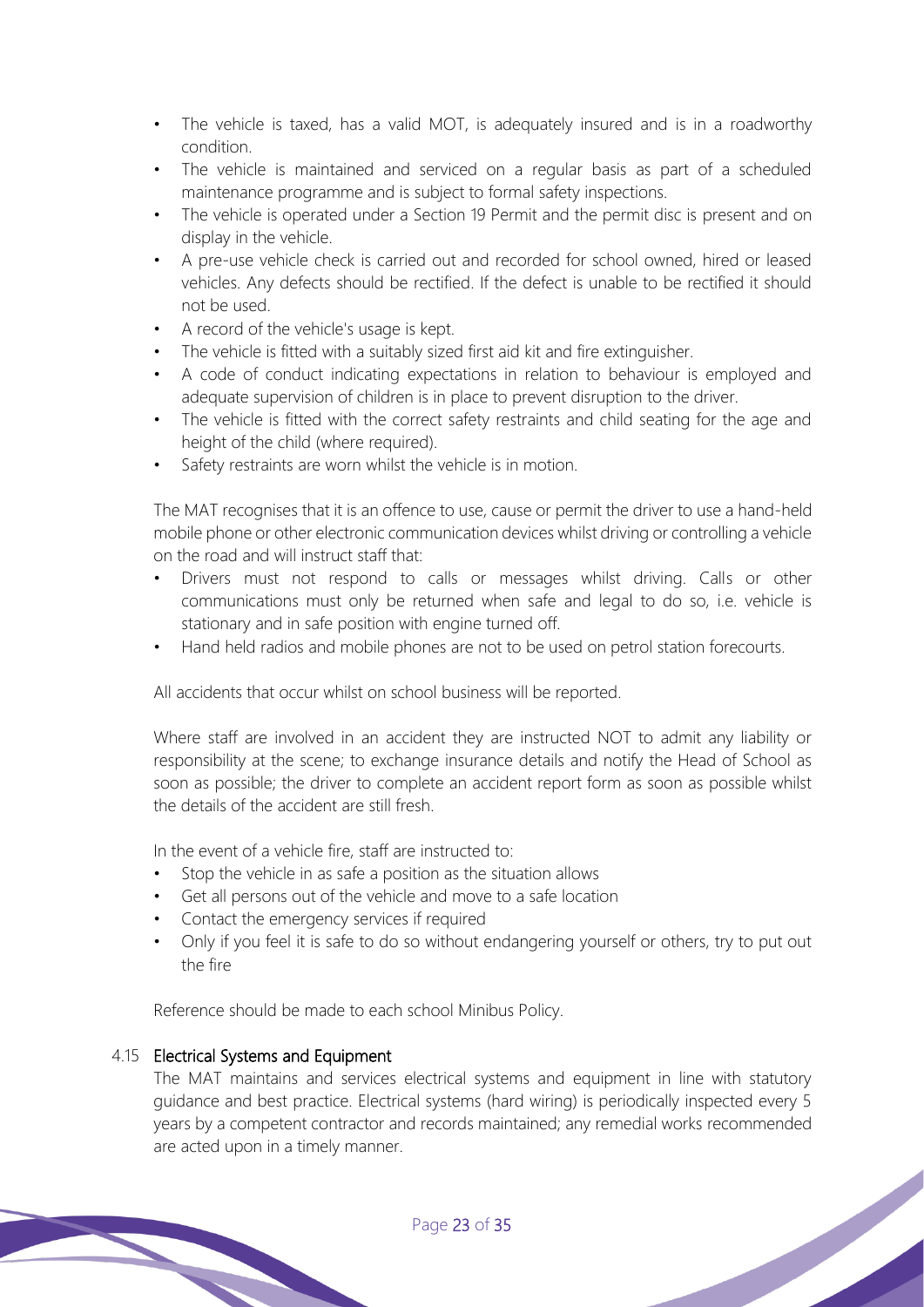- The vehicle is taxed, has a valid MOT, is adequately insured and is in a roadworthy condition.
- The vehicle is maintained and serviced on a regular basis as part of a scheduled maintenance programme and is subject to formal safety inspections.
- The vehicle is operated under a Section 19 Permit and the permit disc is present and on display in the vehicle.
- A pre-use vehicle check is carried out and recorded for school owned, hired or leased vehicles. Any defects should be rectified. If the defect is unable to be rectified it should not be used.
- A record of the vehicle's usage is kept.
- The vehicle is fitted with a suitably sized first aid kit and fire extinguisher.
- A code of conduct indicating expectations in relation to behaviour is employed and adequate supervision of children is in place to prevent disruption to the driver.
- The vehicle is fitted with the correct safety restraints and child seating for the age and height of the child (where required).
- Safety restraints are worn whilst the vehicle is in motion.

The MAT recognises that it is an offence to use, cause or permit the driver to use a hand-held mobile phone or other electronic communication devices whilst driving or controlling a vehicle on the road and will instruct staff that:

- Drivers must not respond to calls or messages whilst driving. Calls or other communications must only be returned when safe and legal to do so, i.e. vehicle is stationary and in safe position with engine turned off.
- Hand held radios and mobile phones are not to be used on petrol station forecourts.

All accidents that occur whilst on school business will be reported.

Where staff are involved in an accident they are instructed NOT to admit any liability or responsibility at the scene; to exchange insurance details and notify the Head of School as soon as possible; the driver to complete an accident report form as soon as possible whilst the details of the accident are still fresh.

In the event of a vehicle fire, staff are instructed to:

- Stop the vehicle in as safe a position as the situation allows
- Get all persons out of the vehicle and move to a safe location
- Contact the emergency services if required
- Only if you feel it is safe to do so without endangering yourself or others, try to put out the fire

Reference should be made to each school Minibus Policy.

### 4.15 Electrical Systems and Equipment

The MAT maintains and services electrical systems and equipment in line with statutory guidance and best practice. Electrical systems (hard wiring) is periodically inspected every 5 years by a competent contractor and records maintained; any remedial works recommended are acted upon in a timely manner.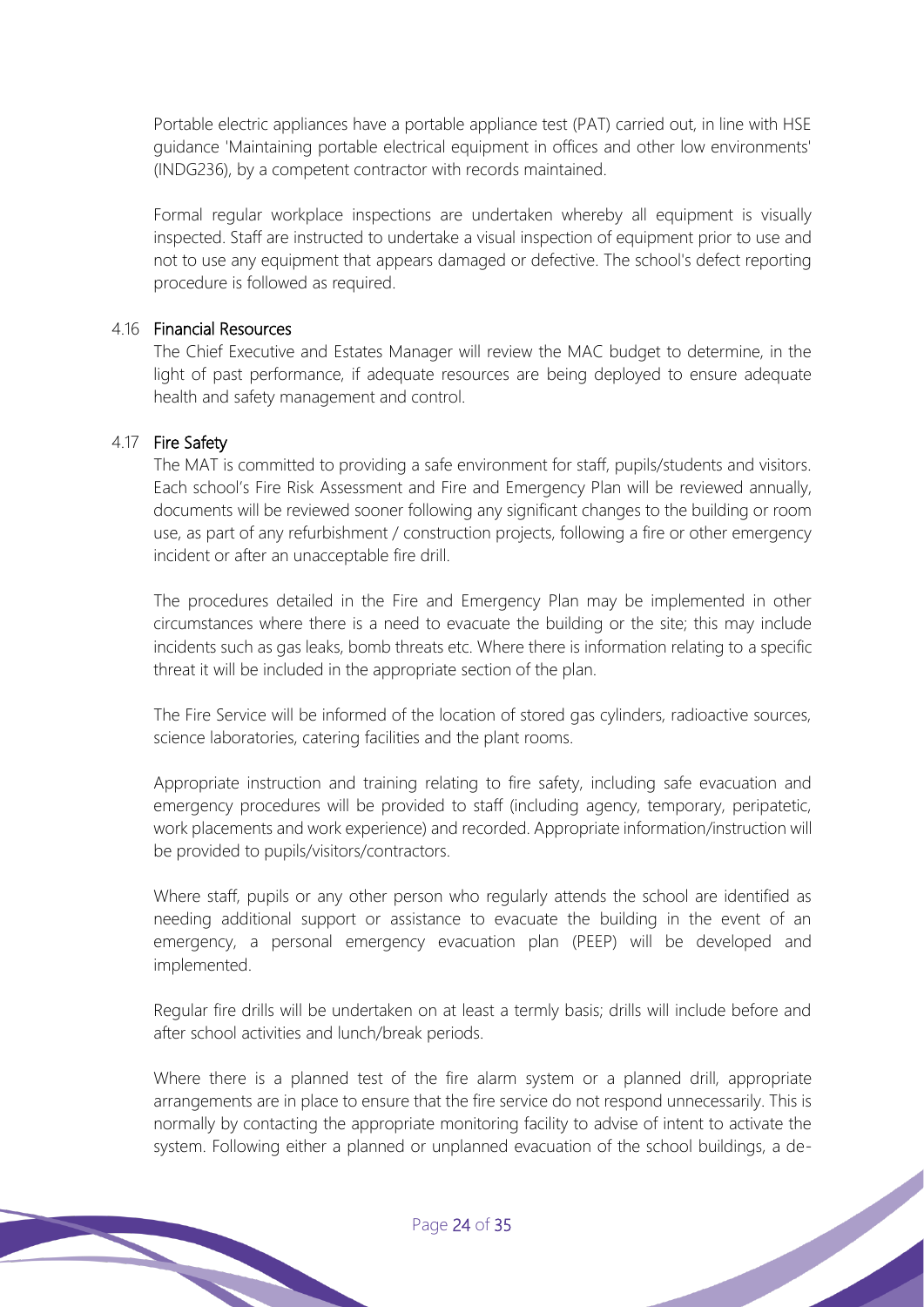Portable electric appliances have a portable appliance test (PAT) carried out, in line with HSE guidance 'Maintaining portable electrical equipment in offices and other low environments' (INDG236), by a competent contractor with records maintained.

Formal regular workplace inspections are undertaken whereby all equipment is visually inspected. Staff are instructed to undertake a visual inspection of equipment prior to use and not to use any equipment that appears damaged or defective. The school's defect reporting procedure is followed as required.

### 4.16 Financial Resources

The Chief Executive and Estates Manager will review the MAC budget to determine, in the light of past performance, if adequate resources are being deployed to ensure adequate health and safety management and control.

### 4.17 Fire Safety

The MAT is committed to providing a safe environment for staff, pupils/students and visitors. Each school's Fire Risk Assessment and Fire and Emergency Plan will be reviewed annually, documents will be reviewed sooner following any significant changes to the building or room use, as part of any refurbishment / construction projects, following a fire or other emergency incident or after an unacceptable fire drill.

The procedures detailed in the Fire and Emergency Plan may be implemented in other circumstances where there is a need to evacuate the building or the site; this may include incidents such as gas leaks, bomb threats etc. Where there is information relating to a specific threat it will be included in the appropriate section of the plan.

The Fire Service will be informed of the location of stored gas cylinders, radioactive sources, science laboratories, catering facilities and the plant rooms.

Appropriate instruction and training relating to fire safety, including safe evacuation and emergency procedures will be provided to staff (including agency, temporary, peripatetic, work placements and work experience) and recorded. Appropriate information/instruction will be provided to pupils/visitors/contractors.

Where staff, pupils or any other person who regularly attends the school are identified as needing additional support or assistance to evacuate the building in the event of an emergency, a personal emergency evacuation plan (PEEP) will be developed and implemented.

Regular fire drills will be undertaken on at least a termly basis; drills will include before and after school activities and lunch/break periods.

Where there is a planned test of the fire alarm system or a planned drill, appropriate arrangements are in place to ensure that the fire service do not respond unnecessarily. This is normally by contacting the appropriate monitoring facility to advise of intent to activate the system. Following either a planned or unplanned evacuation of the school buildings, a de-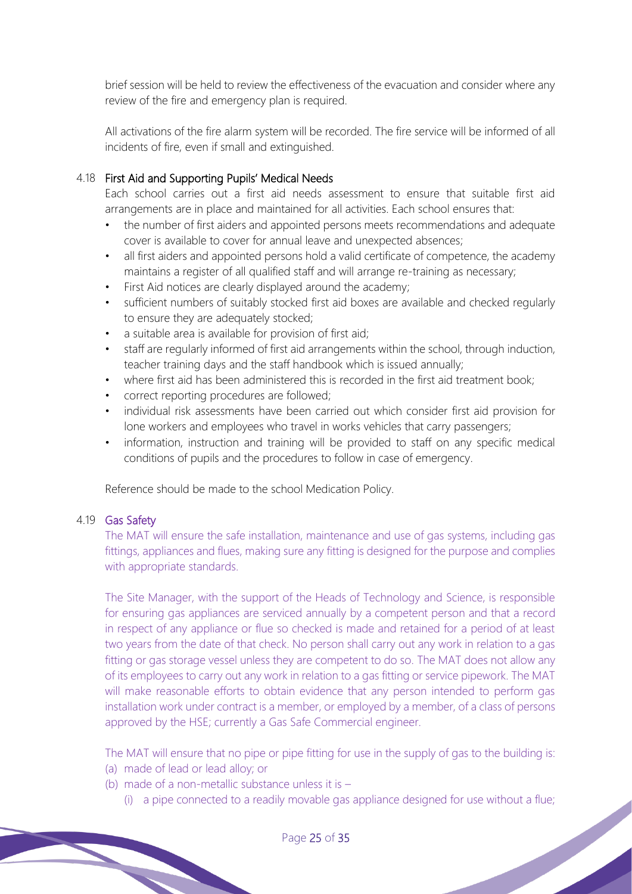brief session will be held to review the effectiveness of the evacuation and consider where any review of the fire and emergency plan is required.

All activations of the fire alarm system will be recorded. The fire service will be informed of all incidents of fire, even if small and extinguished.

### 4.18 First Aid and Supporting Pupils' Medical Needs

Each school carries out a first aid needs assessment to ensure that suitable first aid arrangements are in place and maintained for all activities. Each school ensures that:

- the number of first aiders and appointed persons meets recommendations and adequate cover is available to cover for annual leave and unexpected absences;
- all first aiders and appointed persons hold a valid certificate of competence, the academy maintains a register of all qualified staff and will arrange re-training as necessary;
- First Aid notices are clearly displayed around the academy;
- sufficient numbers of suitably stocked first aid boxes are available and checked regularly to ensure they are adequately stocked;
- a suitable area is available for provision of first aid;
- staff are regularly informed of first aid arrangements within the school, through induction, teacher training days and the staff handbook which is issued annually;
- where first aid has been administered this is recorded in the first aid treatment book;
- correct reporting procedures are followed;
- individual risk assessments have been carried out which consider first aid provision for lone workers and employees who travel in works vehicles that carry passengers;
- information, instruction and training will be provided to staff on any specific medical conditions of pupils and the procedures to follow in case of emergency.

Reference should be made to the school Medication Policy.

### 4.19 Gas Safety

The MAT will ensure the safe installation, maintenance and use of gas systems, including gas fittings, appliances and flues, making sure any fitting is designed for the purpose and complies with appropriate standards.

The Site Manager, with the support of the Heads of Technology and Science, is responsible for ensuring gas appliances are serviced annually by a competent person and that a record in respect of any appliance or flue so checked is made and retained for a period of at least two years from the date of that check. No person shall carry out any work in relation to a gas fitting or gas storage vessel unless they are competent to do so. The MAT does not allow any of its employees to carry out any work in relation to a gas fitting or service pipework. The MAT will make reasonable efforts to obtain evidence that any person intended to perform gas installation work under contract is a member, or employed by a member, of a class of persons approved by the HSE; currently a Gas Safe Commercial engineer.

The MAT will ensure that no pipe or pipe fitting for use in the supply of gas to the building is:

(a) made of lead or lead alloy; or
(b) made of a non-metallic substance unless it is –
    (i) a pipe connected to a readily movable gas appliance designed for use without a flue;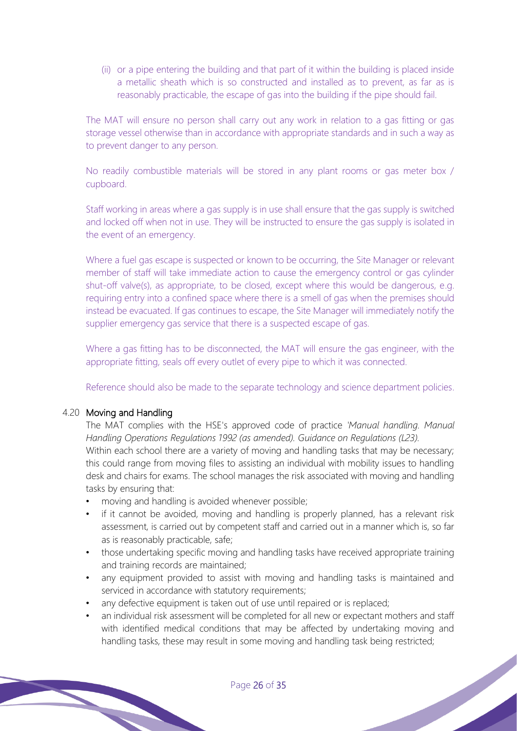(ii) or a pipe entering the building and that part of it within the building is placed inside a metallic sheath which is so constructed and installed as to prevent, as far as is reasonably practicable, the escape of gas into the building if the pipe should fail.

The MAT will ensure no person shall carry out any work in relation to a gas fitting or gas storage vessel otherwise than in accordance with appropriate standards and in such a way as to prevent danger to any person.

No readily combustible materials will be stored in any plant rooms or gas meter box / cupboard.

Staff working in areas where a gas supply is in use shall ensure that the gas supply is switched and locked off when not in use. They will be instructed to ensure the gas supply is isolated in the event of an emergency.

Where a fuel gas escape is suspected or known to be occurring, the Site Manager or relevant member of staff will take immediate action to cause the emergency control or gas cylinder shut-off valve(s), as appropriate, to be closed, except where this would be dangerous, e.g. requiring entry into a confined space where there is a smell of gas when the premises should instead be evacuated. If gas continues to escape, the Site Manager will immediately notify the supplier emergency gas service that there is a suspected escape of gas.

Where a gas fitting has to be disconnected, the MAT will ensure the gas engineer, with the appropriate fitting, seals off every outlet of every pipe to which it was connected.

Reference should also be made to the separate technology and science department policies.

### 4.20 Moving and Handling

The MAT complies with the HSE's approved code of practice *'Manual handling. Manual Handling Operations Regulations 1992 (as amended). Guidance on Regulations (L23)*.

Within each school there are a variety of moving and handling tasks that may be necessary; this could range from moving files to assisting an individual with mobility issues to handling desk and chairs for exams. The school manages the risk associated with moving and handling tasks by ensuring that:

- moving and handling is avoided whenever possible;
- if it cannot be avoided, moving and handling is properly planned, has a relevant risk assessment, is carried out by competent staff and carried out in a manner which is, so far as is reasonably practicable, safe;
- those undertaking specific moving and handling tasks have received appropriate training and training records are maintained;
- any equipment provided to assist with moving and handling tasks is maintained and serviced in accordance with statutory requirements;
- any defective equipment is taken out of use until repaired or is replaced;
- an individual risk assessment will be completed for all new or expectant mothers and staff with identified medical conditions that may be affected by undertaking moving and handling tasks, these may result in some moving and handling task being restricted;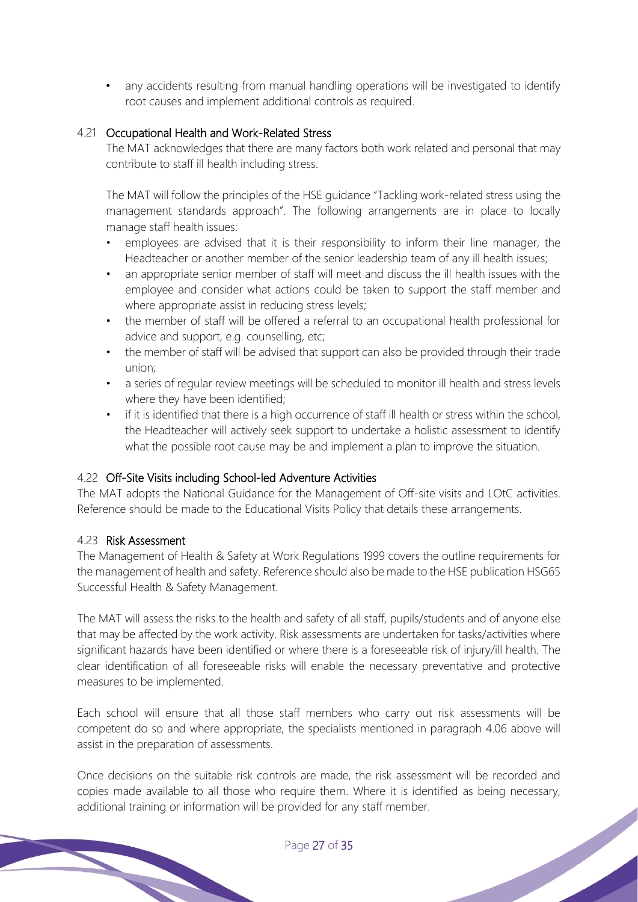- any accidents resulting from manual handling operations will be investigated to identify root causes and implement additional controls as required.

### 4.21 Occupational Health and Work-Related Stress

The MAT acknowledges that there are many factors both work related and personal that may contribute to staff ill health including stress.

The MAT will follow the principles of the HSE guidance "Tackling work-related stress using the management standards approach". The following arrangements are in place to locally manage staff health issues:

- employees are advised that it is their responsibility to inform their line manager, the Headteacher or another member of the senior leadership team of any ill health issues;
- an appropriate senior member of staff will meet and discuss the ill health issues with the employee and consider what actions could be taken to support the staff member and where appropriate assist in reducing stress levels;
- the member of staff will be offered a referral to an occupational health professional for advice and support, e.g. counselling, etc;
- the member of staff will be advised that support can also be provided through their trade union;
- a series of regular review meetings will be scheduled to monitor ill health and stress levels where they have been identified;
- if it is identified that there is a high occurrence of staff ill health or stress within the school, the Headteacher will actively seek support to undertake a holistic assessment to identify what the possible root cause may be and implement a plan to improve the situation.

### 4.22 Off-Site Visits including School-led Adventure Activities

The MAT adopts the National Guidance for the Management of Off-site visits and LOtC activities. Reference should be made to the Educational Visits Policy that details these arrangements.

### 4.23 Risk Assessment

The Management of Health & Safety at Work Regulations 1999 covers the outline requirements for the management of health and safety. Reference should also be made to the HSE publication HSG65 Successful Health & Safety Management.

The MAT will assess the risks to the health and safety of all staff, pupils/students and of anyone else that may be affected by the work activity. Risk assessments are undertaken for tasks/activities where significant hazards have been identified or where there is a foreseeable risk of injury/ill health. The clear identification of all foreseeable risks will enable the necessary preventative and protective measures to be implemented.

Each school will ensure that all those staff members who carry out risk assessments will be competent do so and where appropriate, the specialists mentioned in paragraph 4.06 above will assist in the preparation of assessments.

Once decisions on the suitable risk controls are made, the risk assessment will be recorded and copies made available to all those who require them. Where it is identified as being necessary, additional training or information will be provided for any staff member.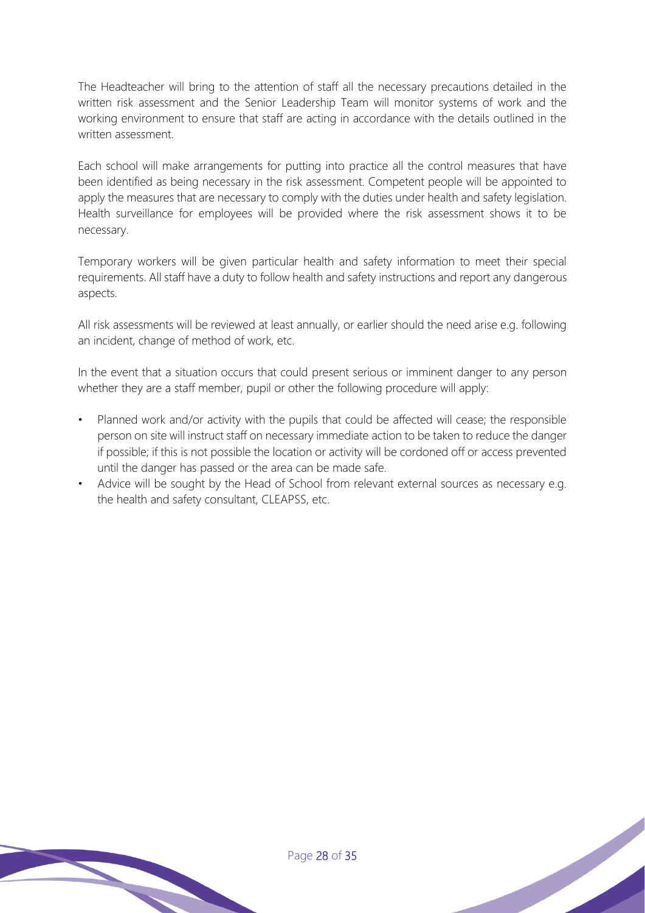The Headteacher will bring to the attention of staff all the necessary precautions detailed in the written risk assessment and the Senior Leadership Team will monitor systems of work and the working environment to ensure that staff are acting in accordance with the details outlined in the written assessment.

Each school will make arrangements for putting into practice all the control measures that have been identified as being necessary in the risk assessment. Competent people will be appointed to apply the measures that are necessary to comply with the duties under health and safety legislation. Health surveillance for employees will be provided where the risk assessment shows it to be necessary.

Temporary workers will be given particular health and safety information to meet their special requirements. All staff have a duty to follow health and safety instructions and report any dangerous aspects.

All risk assessments will be reviewed at least annually, or earlier should the need arise e.g. following an incident, change of method of work, etc.

In the event that a situation occurs that could present serious or imminent danger to any person whether they are a staff member, pupil or other the following procedure will apply:

- Planned work and/or activity with the pupils that could be affected will cease; the responsible person on site will instruct staff on necessary immediate action to be taken to reduce the danger if possible; if this is not possible the location or activity will be cordoned off or access prevented until the danger has passed or the area can be made safe.
- Advice will be sought by the Head of School from relevant external sources as necessary e.g. the health and safety consultant, CLEAPSS, etc.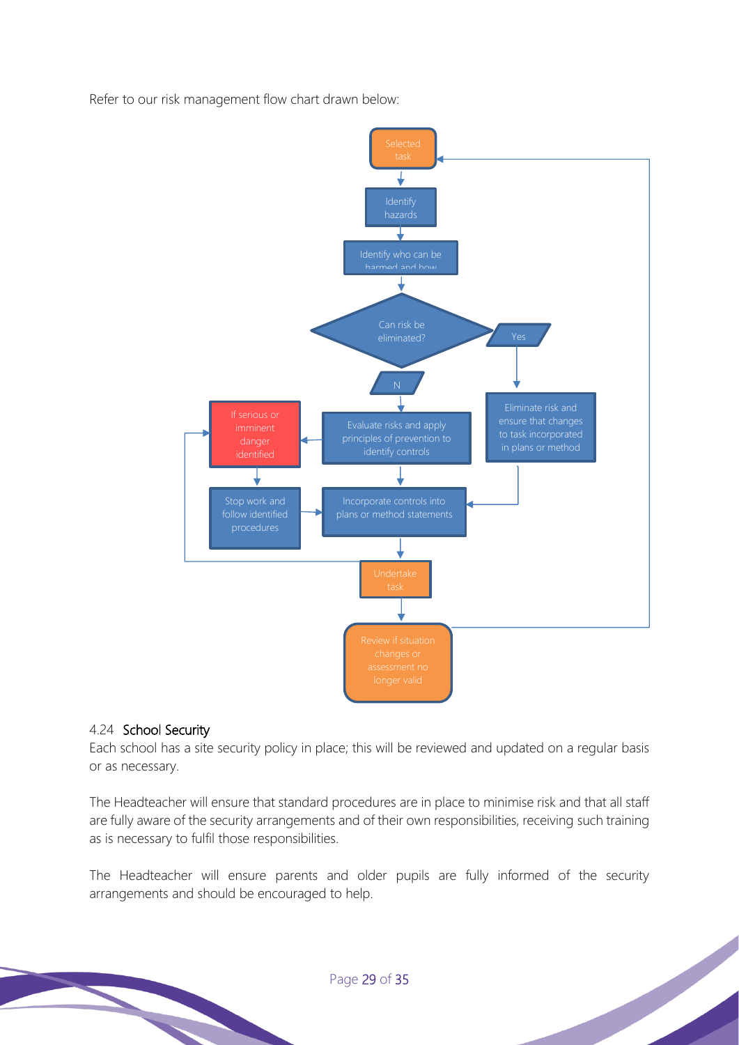Refer to our risk management flow chart drawn below:

- Selected task
- Identify hazards
- Identify who can be harmed and how
- Can risk be eliminated?
  - Yes → Eliminate risk and ensure that changes to task incorporated in plans or method → Incorporate controls into plans or method statements
  - N → Evaluate risks and apply principles of prevention to identify controls → Incorporate controls into plans or method statements
    - If serious or imminent danger identified → Stop work and follow identified procedures → Incorporate controls into plans or method statements
- Undertake task (if serious or imminent danger identified → Stop work and follow identified procedures)
- Review if situation changes or assessment no longer valid → Selected task

### 4.24 School Security

Each school has a site security policy in place; this will be reviewed and updated on a regular basis or as necessary.

The Headteacher will ensure that standard procedures are in place to minimise risk and that all staff are fully aware of the security arrangements and of their own responsibilities, receiving such training as is necessary to fulfil those responsibilities.

The Headteacher will ensure parents and older pupils are fully informed of the security arrangements and should be encouraged to help.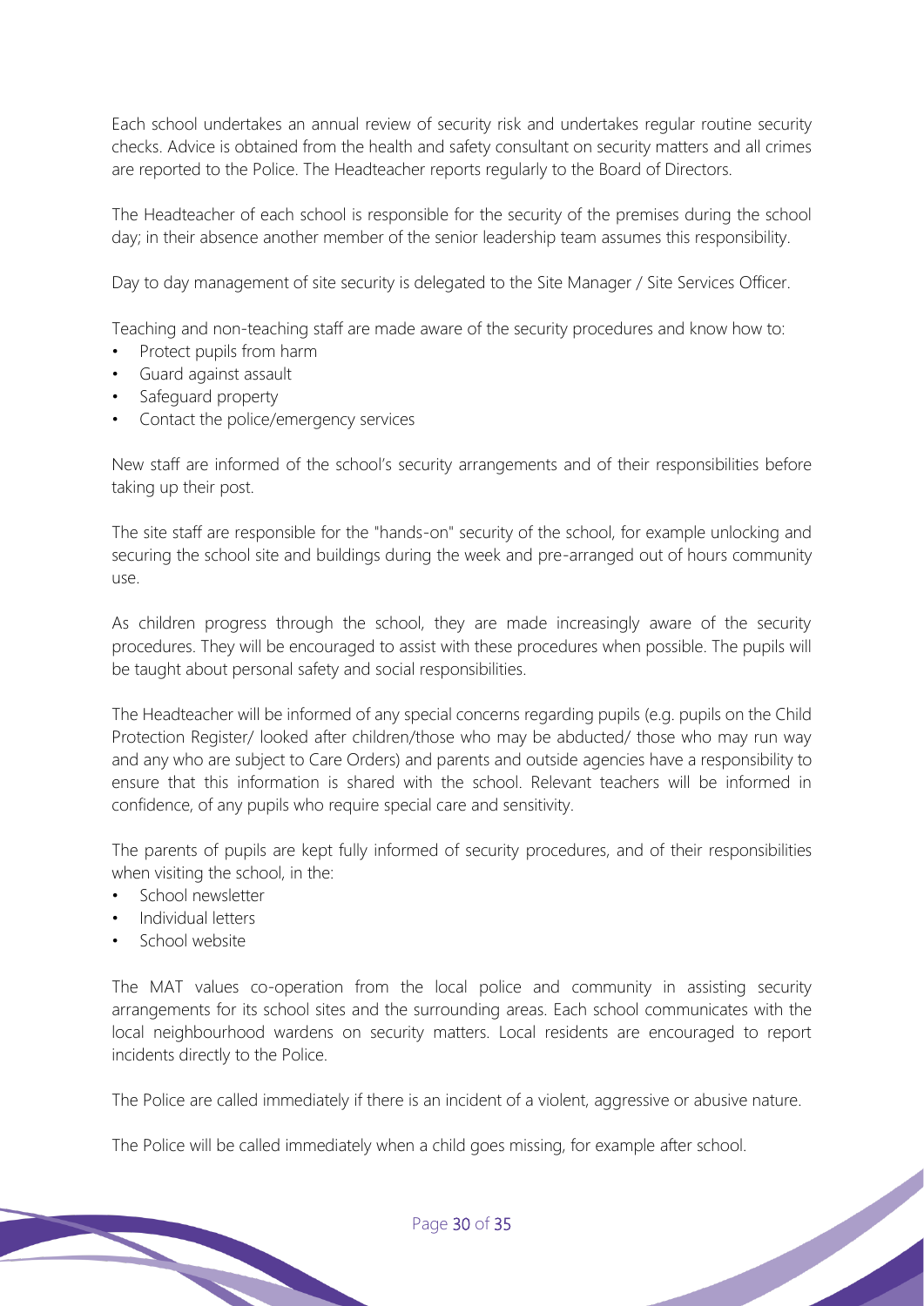Each school undertakes an annual review of security risk and undertakes regular routine security checks. Advice is obtained from the health and safety consultant on security matters and all crimes are reported to the Police. The Headteacher reports regularly to the Board of Directors.

The Headteacher of each school is responsible for the security of the premises during the school day; in their absence another member of the senior leadership team assumes this responsibility.

Day to day management of site security is delegated to the Site Manager / Site Services Officer.

Teaching and non-teaching staff are made aware of the security procedures and know how to:

- Protect pupils from harm
- Guard against assault
- Safeguard property
- Contact the police/emergency services

New staff are informed of the school's security arrangements and of their responsibilities before taking up their post.

The site staff are responsible for the "hands-on" security of the school, for example unlocking and securing the school site and buildings during the week and pre-arranged out of hours community use.

As children progress through the school, they are made increasingly aware of the security procedures. They will be encouraged to assist with these procedures when possible. The pupils will be taught about personal safety and social responsibilities.

The Headteacher will be informed of any special concerns regarding pupils (e.g. pupils on the Child Protection Register/ looked after children/those who may be abducted/ those who may run way and any who are subject to Care Orders) and parents and outside agencies have a responsibility to ensure that this information is shared with the school. Relevant teachers will be informed in confidence, of any pupils who require special care and sensitivity.

The parents of pupils are kept fully informed of security procedures, and of their responsibilities when visiting the school, in the:

- School newsletter
- Individual letters
- School website

The MAT values co-operation from the local police and community in assisting security arrangements for its school sites and the surrounding areas. Each school communicates with the local neighbourhood wardens on security matters. Local residents are encouraged to report incidents directly to the Police.

The Police are called immediately if there is an incident of a violent, aggressive or abusive nature.

The Police will be called immediately when a child goes missing, for example after school.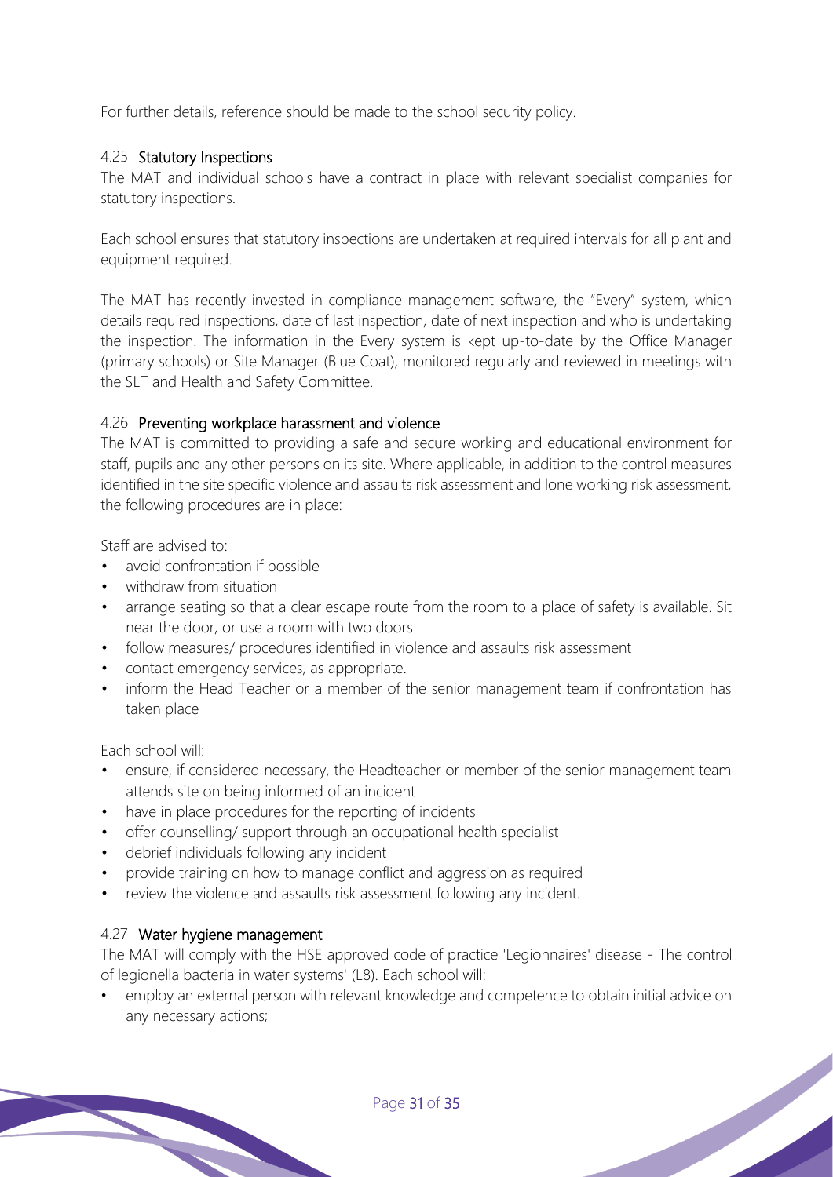For further details, reference should be made to the school security policy.

### 4.25 Statutory Inspections

The MAT and individual schools have a contract in place with relevant specialist companies for statutory inspections.

Each school ensures that statutory inspections are undertaken at required intervals for all plant and equipment required.

The MAT has recently invested in compliance management software, the "Every" system, which details required inspections, date of last inspection, date of next inspection and who is undertaking the inspection. The information in the Every system is kept up-to-date by the Office Manager (primary schools) or Site Manager (Blue Coat), monitored regularly and reviewed in meetings with the SLT and Health and Safety Committee.

### 4.26 Preventing workplace harassment and violence

The MAT is committed to providing a safe and secure working and educational environment for staff, pupils and any other persons on its site. Where applicable, in addition to the control measures identified in the site specific violence and assaults risk assessment and lone working risk assessment, the following procedures are in place:

Staff are advised to:

- avoid confrontation if possible
- withdraw from situation
- arrange seating so that a clear escape route from the room to a place of safety is available. Sit near the door, or use a room with two doors
- follow measures/ procedures identified in violence and assaults risk assessment
- contact emergency services, as appropriate.
- inform the Head Teacher or a member of the senior management team if confrontation has taken place

Each school will:

- ensure, if considered necessary, the Headteacher or member of the senior management team attends site on being informed of an incident
- have in place procedures for the reporting of incidents
- offer counselling/ support through an occupational health specialist
- debrief individuals following any incident
- provide training on how to manage conflict and aggression as required
- review the violence and assaults risk assessment following any incident.

### 4.27 Water hygiene management

The MAT will comply with the HSE approved code of practice 'Legionnaires' disease - The control of legionella bacteria in water systems' (L8). Each school will:

- employ an external person with relevant knowledge and competence to obtain initial advice on any necessary actions;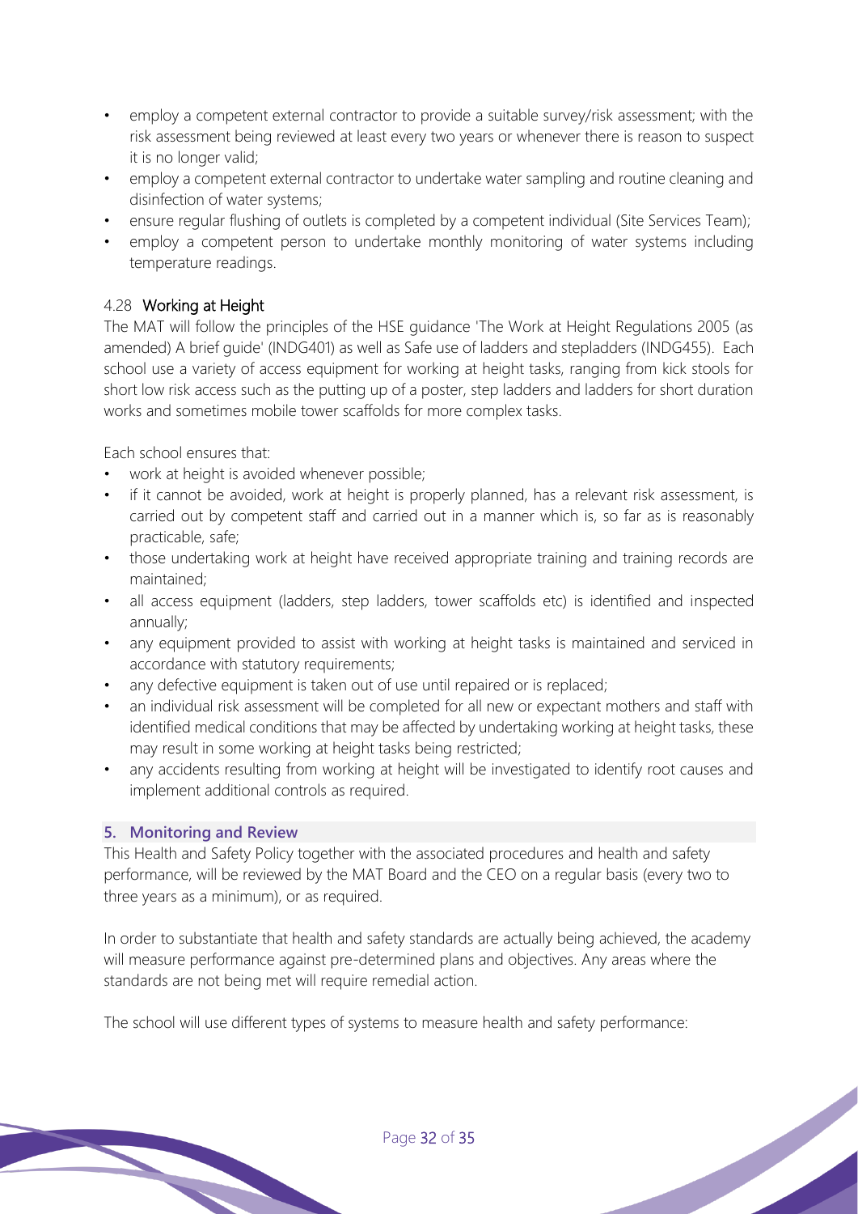- employ a competent external contractor to provide a suitable survey/risk assessment; with the risk assessment being reviewed at least every two years or whenever there is reason to suspect it is no longer valid;
- employ a competent external contractor to undertake water sampling and routine cleaning and disinfection of water systems;
- ensure regular flushing of outlets is completed by a competent individual (Site Services Team);
- employ a competent person to undertake monthly monitoring of water systems including temperature readings.

### 4.28 Working at Height

The MAT will follow the principles of the HSE guidance 'The Work at Height Regulations 2005 (as amended) A brief guide' (INDG401) as well as Safe use of ladders and stepladders (INDG455). Each school use a variety of access equipment for working at height tasks, ranging from kick stools for short low risk access such as the putting up of a poster, step ladders and ladders for short duration works and sometimes mobile tower scaffolds for more complex tasks.

Each school ensures that:

- work at height is avoided whenever possible;
- if it cannot be avoided, work at height is properly planned, has a relevant risk assessment, is carried out by competent staff and carried out in a manner which is, so far as is reasonably practicable, safe;
- those undertaking work at height have received appropriate training and training records are maintained;
- all access equipment (ladders, step ladders, tower scaffolds etc) is identified and inspected annually;
- any equipment provided to assist with working at height tasks is maintained and serviced in accordance with statutory requirements;
- any defective equipment is taken out of use until repaired or is replaced;
- an individual risk assessment will be completed for all new or expectant mothers and staff with identified medical conditions that may be affected by undertaking working at height tasks, these may result in some working at height tasks being restricted;
- any accidents resulting from working at height will be investigated to identify root causes and implement additional controls as required.

## 5. Monitoring and Review

This Health and Safety Policy together with the associated procedures and health and safety performance, will be reviewed by the MAT Board and the CEO on a regular basis (every two to three years as a minimum), or as required.

In order to substantiate that health and safety standards are actually being achieved, the academy will measure performance against pre-determined plans and objectives. Any areas where the standards are not being met will require remedial action.

The school will use different types of systems to measure health and safety performance: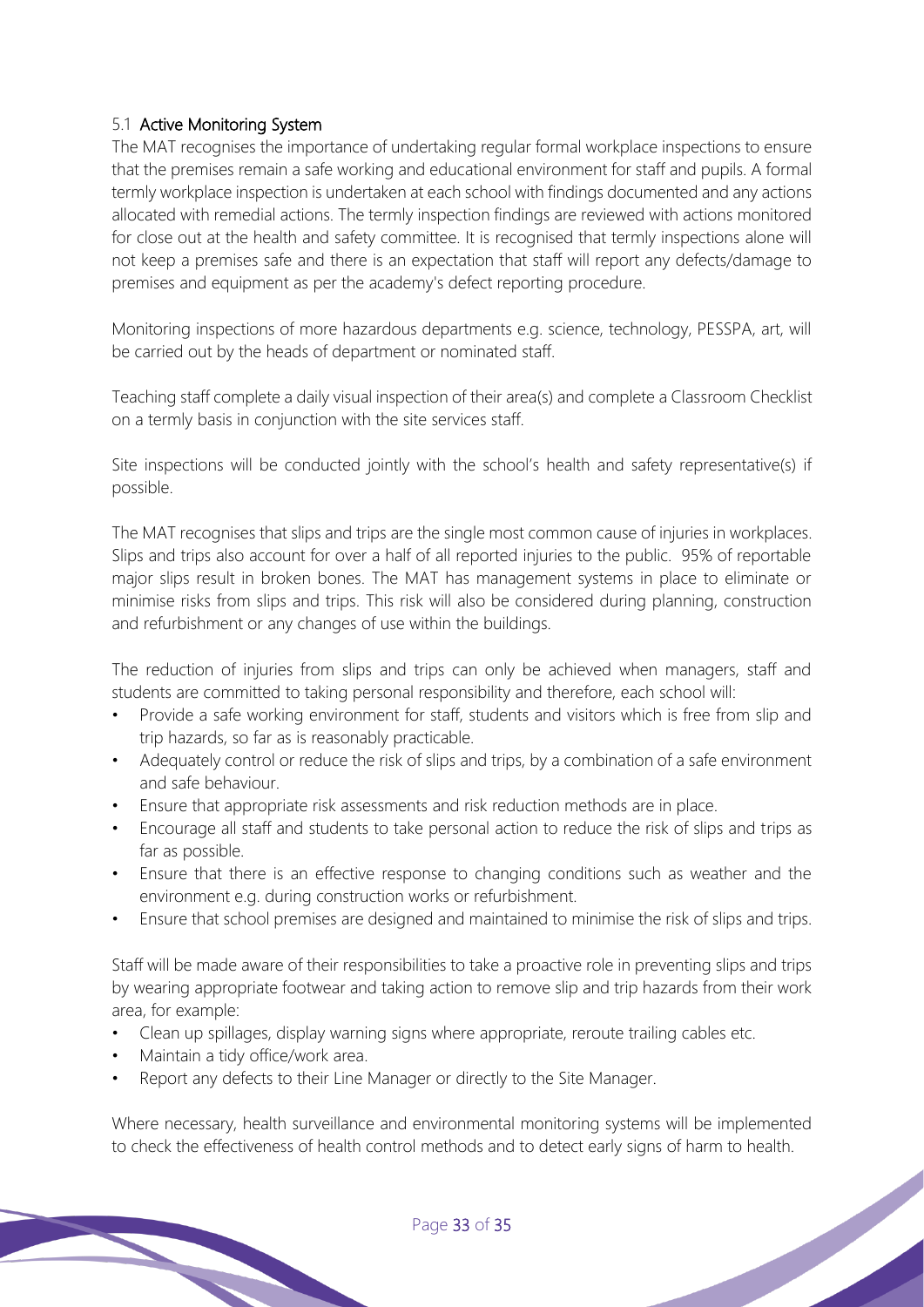### 5.1 Active Monitoring System

The MAT recognises the importance of undertaking regular formal workplace inspections to ensure that the premises remain a safe working and educational environment for staff and pupils. A formal termly workplace inspection is undertaken at each school with findings documented and any actions allocated with remedial actions. The termly inspection findings are reviewed with actions monitored for close out at the health and safety committee. It is recognised that termly inspections alone will not keep a premises safe and there is an expectation that staff will report any defects/damage to premises and equipment as per the academy's defect reporting procedure.

Monitoring inspections of more hazardous departments e.g. science, technology, PESSPA, art, will be carried out by the heads of department or nominated staff.

Teaching staff complete a daily visual inspection of their area(s) and complete a Classroom Checklist on a termly basis in conjunction with the site services staff.

Site inspections will be conducted jointly with the school's health and safety representative(s) if possible.

The MAT recognises that slips and trips are the single most common cause of injuries in workplaces. Slips and trips also account for over a half of all reported injuries to the public. 95% of reportable major slips result in broken bones. The MAT has management systems in place to eliminate or minimise risks from slips and trips. This risk will also be considered during planning, construction and refurbishment or any changes of use within the buildings.

The reduction of injuries from slips and trips can only be achieved when managers, staff and students are committed to taking personal responsibility and therefore, each school will:

- Provide a safe working environment for staff, students and visitors which is free from slip and trip hazards, so far as is reasonably practicable.
- Adequately control or reduce the risk of slips and trips, by a combination of a safe environment and safe behaviour.
- Ensure that appropriate risk assessments and risk reduction methods are in place.
- Encourage all staff and students to take personal action to reduce the risk of slips and trips as far as possible.
- Ensure that there is an effective response to changing conditions such as weather and the environment e.g. during construction works or refurbishment.
- Ensure that school premises are designed and maintained to minimise the risk of slips and trips.

Staff will be made aware of their responsibilities to take a proactive role in preventing slips and trips by wearing appropriate footwear and taking action to remove slip and trip hazards from their work area, for example:

- Clean up spillages, display warning signs where appropriate, reroute trailing cables etc.
- Maintain a tidy office/work area.
- Report any defects to their Line Manager or directly to the Site Manager.

Where necessary, health surveillance and environmental monitoring systems will be implemented to check the effectiveness of health control methods and to detect early signs of harm to health.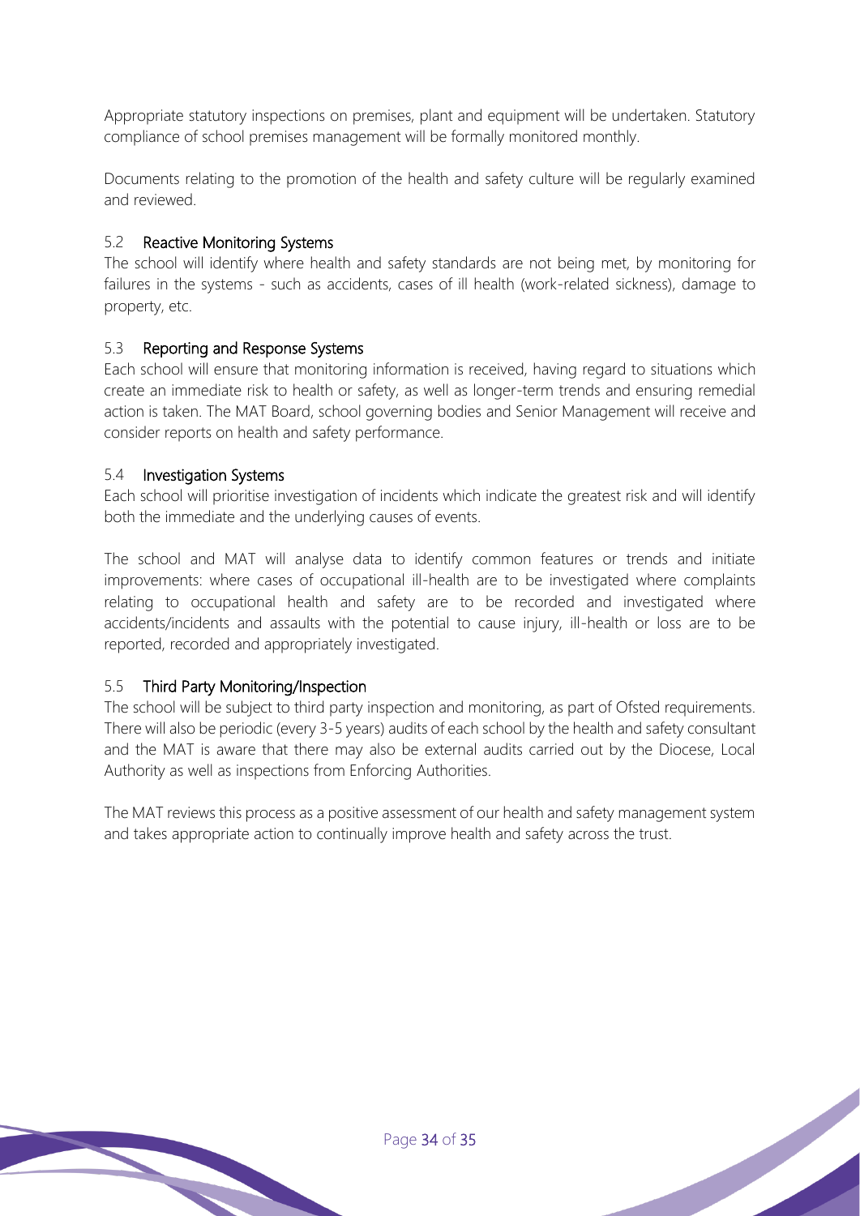Appropriate statutory inspections on premises, plant and equipment will be undertaken. Statutory compliance of school premises management will be formally monitored monthly.

Documents relating to the promotion of the health and safety culture will be regularly examined and reviewed.

### 5.2 Reactive Monitoring Systems

The school will identify where health and safety standards are not being met, by monitoring for failures in the systems - such as accidents, cases of ill health (work-related sickness), damage to property, etc.

### 5.3 Reporting and Response Systems

Each school will ensure that monitoring information is received, having regard to situations which create an immediate risk to health or safety, as well as longer-term trends and ensuring remedial action is taken. The MAT Board, school governing bodies and Senior Management will receive and consider reports on health and safety performance.

### 5.4 Investigation Systems

Each school will prioritise investigation of incidents which indicate the greatest risk and will identify both the immediate and the underlying causes of events.

The school and MAT will analyse data to identify common features or trends and initiate improvements: where cases of occupational ill-health are to be investigated where complaints relating to occupational health and safety are to be recorded and investigated where accidents/incidents and assaults with the potential to cause injury, ill-health or loss are to be reported, recorded and appropriately investigated.

### 5.5 Third Party Monitoring/Inspection

The school will be subject to third party inspection and monitoring, as part of Ofsted requirements. There will also be periodic (every 3-5 years) audits of each school by the health and safety consultant and the MAT is aware that there may also be external audits carried out by the Diocese, Local Authority as well as inspections from Enforcing Authorities.

The MAT reviews this process as a positive assessment of our health and safety management system and takes appropriate action to continually improve health and safety across the trust.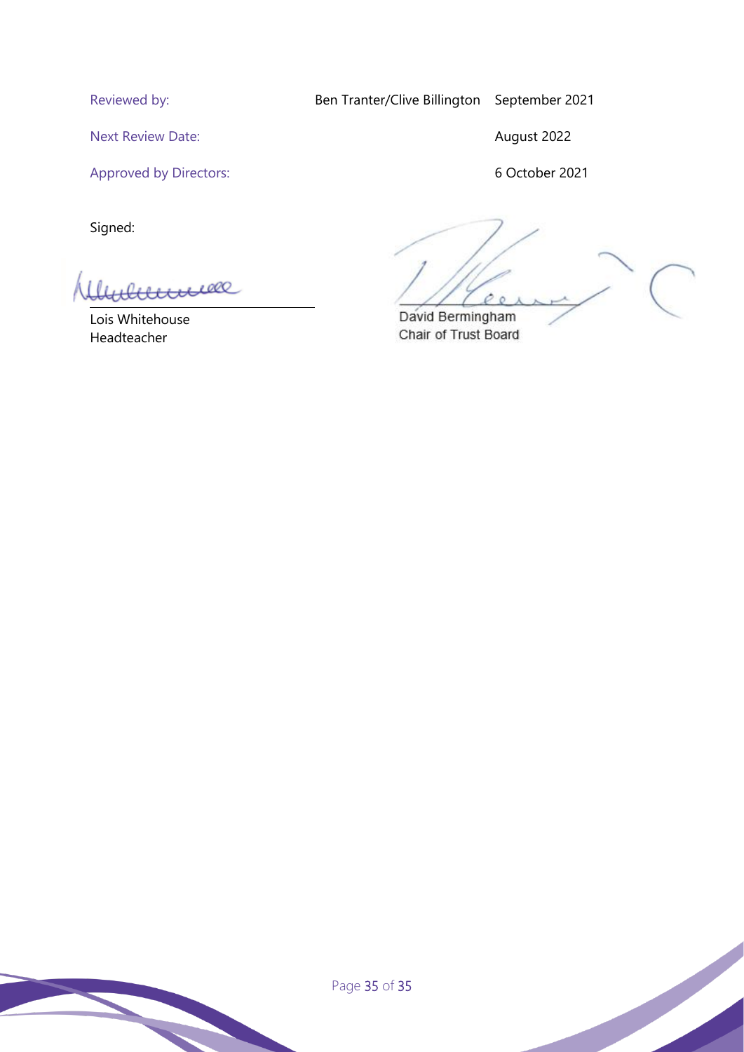| | | |
|---|---|---|
| Reviewed by: | Ben Tranter/Clive Billington | September 2021 |
| Next Review Date: | | August 2022 |
| Approved by Directors: | | 6 October 2021 |

Signed:

Lois Whitehouse
Headteacher

David Bermingham
Chair of Trust Board